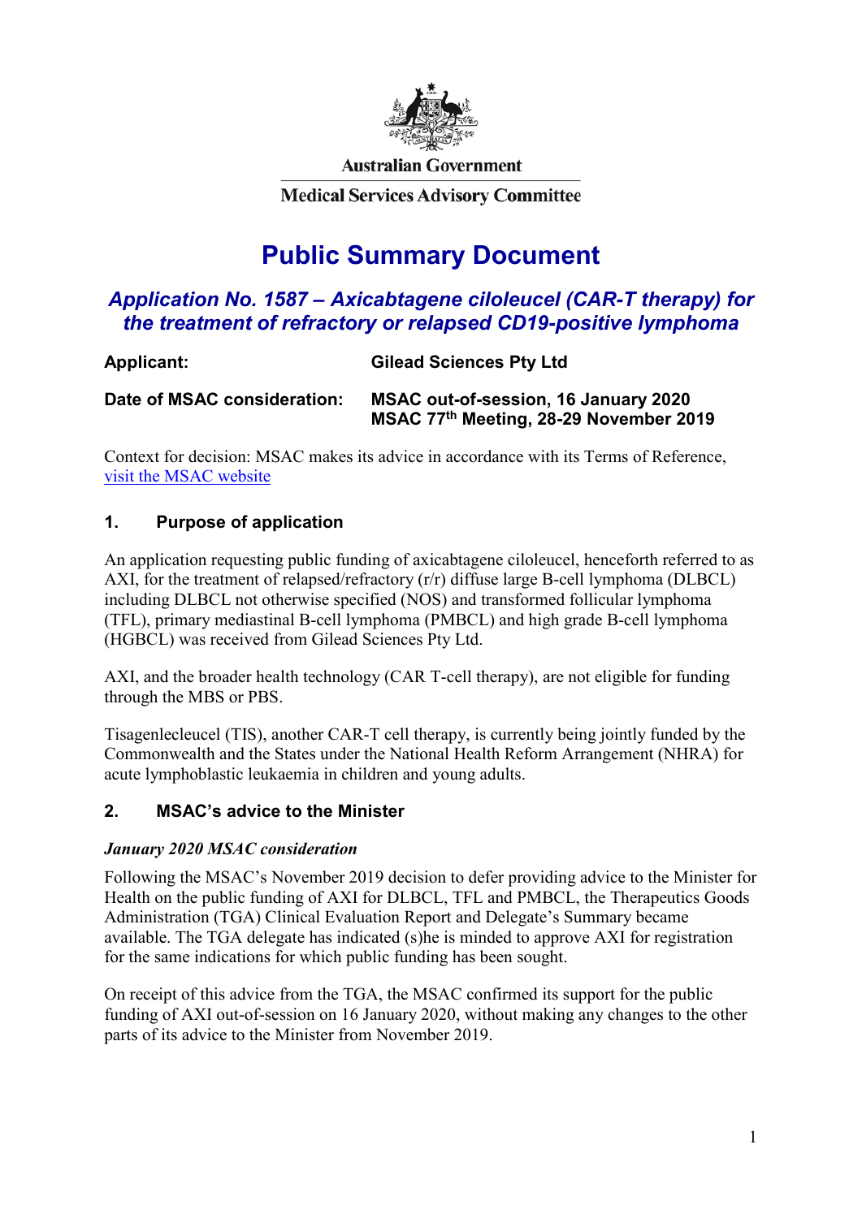Australian Government

Medical Services Advisory Committee

# Public Summary Document

## *Application No. 1587 – Axicabtagene ciloleucel (CAR-T therapy) for the treatment of refractory or relapsed CD19-positive lymphoma*

**Applicant:** Gilead Sciences Pty Ltd

**Date of MSAC consideration:** MSAC out-of-session, 16 January 2020
MSAC 77th Meeting, 28-29 November 2019

Context for decision: MSAC makes its advice in accordance with its Terms of Reference, [visit the MSAC website](visit the MSAC website)

## 1. Purpose of application

An application requesting public funding of axicabtagene ciloleucel, henceforth referred to as AXI, for the treatment of relapsed/refractory (r/r) diffuse large B-cell lymphoma (DLBCL) including DLBCL not otherwise specified (NOS) and transformed follicular lymphoma (TFL), primary mediastinal B-cell lymphoma (PMBCL) and high grade B-cell lymphoma (HGBCL) was received from Gilead Sciences Pty Ltd.

AXI, and the broader health technology (CAR T-cell therapy), are not eligible for funding through the MBS or PBS.

Tisagenlecleucel (TIS), another CAR-T cell therapy, is currently being jointly funded by the Commonwealth and the States under the National Health Reform Arrangement (NHRA) for acute lymphoblastic leukaemia in children and young adults.

## 2. MSAC's advice to the Minister

### *January 2020 MSAC consideration*

Following the MSAC's November 2019 decision to defer providing advice to the Minister for Health on the public funding of AXI for DLBCL, TFL and PMBCL, the Therapeutics Goods Administration (TGA) Clinical Evaluation Report and Delegate's Summary became available. The TGA delegate has indicated (s)he is minded to approve AXI for registration for the same indications for which public funding has been sought.

On receipt of this advice from the TGA, the MSAC confirmed its support for the public funding of AXI out-of-session on 16 January 2020, without making any changes to the other parts of its advice to the Minister from November 2019.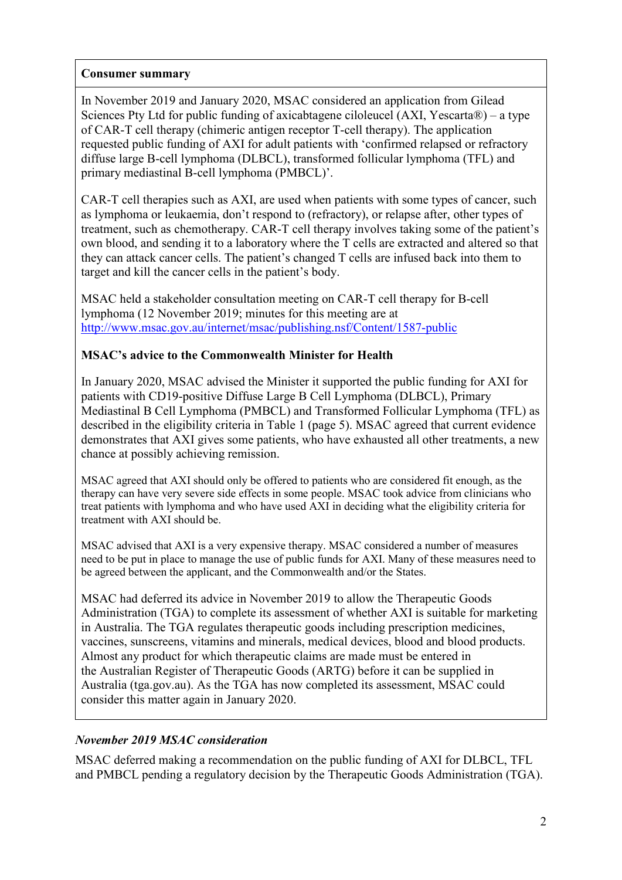**Consumer summary**

In November 2019 and January 2020, MSAC considered an application from Gilead Sciences Pty Ltd for public funding of axicabtagene ciloleucel (AXI, Yescarta®) – a type of CAR-T cell therapy (chimeric antigen receptor T-cell therapy). The application requested public funding of AXI for adult patients with 'confirmed relapsed or refractory diffuse large B-cell lymphoma (DLBCL), transformed follicular lymphoma (TFL) and primary mediastinal B-cell lymphoma (PMBCL)'.

CAR-T cell therapies such as AXI, are used when patients with some types of cancer, such as lymphoma or leukaemia, don't respond to (refractory), or relapse after, other types of treatment, such as chemotherapy. CAR-T cell therapy involves taking some of the patient's own blood, and sending it to a laboratory where the T cells are extracted and altered so that they can attack cancer cells. The patient's changed T cells are infused back into them to target and kill the cancer cells in the patient's body.

MSAC held a stakeholder consultation meeting on CAR-T cell therapy for B-cell lymphoma (12 November 2019; minutes for this meeting are at [http://www.msac.gov.au/internet/msac/publishing.nsf/Content/1587-public](http://www.msac.gov.au/internet/msac/publishing.nsf/Content/1587-public)

**MSAC's advice to the Commonwealth Minister for Health**

In January 2020, MSAC advised the Minister it supported the public funding for AXI for patients with CD19-positive Diffuse Large B Cell Lymphoma (DLBCL), Primary Mediastinal B Cell Lymphoma (PMBCL) and Transformed Follicular Lymphoma (TFL) as described in the eligibility criteria in Table 1 (page 5). MSAC agreed that current evidence demonstrates that AXI gives some patients, who have exhausted all other treatments, a new chance at possibly achieving remission.

MSAC agreed that AXI should only be offered to patients who are considered fit enough, as the therapy can have very severe side effects in some people. MSAC took advice from clinicians who treat patients with lymphoma and who have used AXI in deciding what the eligibility criteria for treatment with AXI should be.

MSAC advised that AXI is a very expensive therapy. MSAC considered a number of measures need to be put in place to manage the use of public funds for AXI. Many of these measures need to be agreed between the applicant, and the Commonwealth and/or the States.

MSAC had deferred its advice in November 2019 to allow the Therapeutic Goods Administration (TGA) to complete its assessment of whether AXI is suitable for marketing in Australia. The TGA regulates therapeutic goods including prescription medicines, vaccines, sunscreens, vitamins and minerals, medical devices, blood and blood products. Almost any product for which therapeutic claims are made must be entered in the Australian Register of Therapeutic Goods (ARTG) before it can be supplied in Australia (tga.gov.au). As the TGA has now completed its assessment, MSAC could consider this matter again in January 2020.

*November 2019 MSAC consideration*

MSAC deferred making a recommendation on the public funding of AXI for DLBCL, TFL and PMBCL pending a regulatory decision by the Therapeutic Goods Administration (TGA).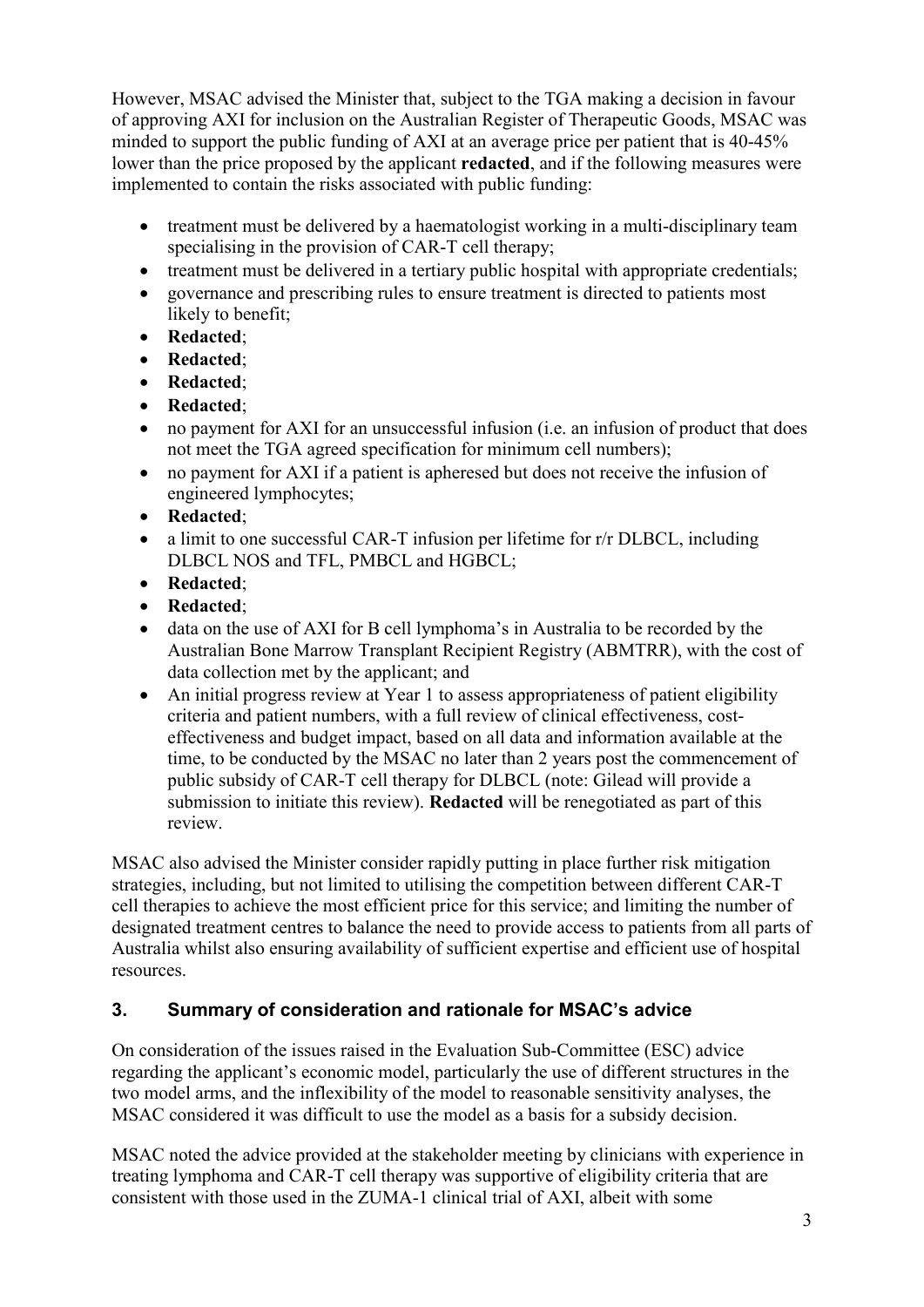However, MSAC advised the Minister that, subject to the TGA making a decision in favour of approving AXI for inclusion on the Australian Register of Therapeutic Goods, MSAC was minded to support the public funding of AXI at an average price per patient that is 40-45% lower than the price proposed by the applicant **redacted**, and if the following measures were implemented to contain the risks associated with public funding:

- treatment must be delivered by a haematologist working in a multi-disciplinary team specialising in the provision of CAR-T cell therapy;
- treatment must be delivered in a tertiary public hospital with appropriate credentials;
- governance and prescribing rules to ensure treatment is directed to patients most likely to benefit;
- **Redacted**;
- **Redacted**;
- **Redacted**;
- **Redacted**;
- no payment for AXI for an unsuccessful infusion (i.e. an infusion of product that does not meet the TGA agreed specification for minimum cell numbers);
- no payment for AXI if a patient is apheresed but does not receive the infusion of engineered lymphocytes;
- **Redacted**;
- a limit to one successful CAR-T infusion per lifetime for r/r DLBCL, including DLBCL NOS and TFL, PMBCL and HGBCL;
- **Redacted**;
- **Redacted**;
- data on the use of AXI for B cell lymphoma's in Australia to be recorded by the Australian Bone Marrow Transplant Recipient Registry (ABMTRR), with the cost of data collection met by the applicant; and
- An initial progress review at Year 1 to assess appropriateness of patient eligibility criteria and patient numbers, with a full review of clinical effectiveness, cost-effectiveness and budget impact, based on all data and information available at the time, to be conducted by the MSAC no later than 2 years post the commencement of public subsidy of CAR-T cell therapy for DLBCL (note: Gilead will provide a submission to initiate this review). **Redacted** will be renegotiated as part of this review.

MSAC also advised the Minister consider rapidly putting in place further risk mitigation strategies, including, but not limited to utilising the competition between different CAR-T cell therapies to achieve the most efficient price for this service; and limiting the number of designated treatment centres to balance the need to provide access to patients from all parts of Australia whilst also ensuring availability of sufficient expertise and efficient use of hospital resources.

## 3. Summary of consideration and rationale for MSAC's advice

On consideration of the issues raised in the Evaluation Sub-Committee (ESC) advice regarding the applicant's economic model, particularly the use of different structures in the two model arms, and the inflexibility of the model to reasonable sensitivity analyses, the MSAC considered it was difficult to use the model as a basis for a subsidy decision.

MSAC noted the advice provided at the stakeholder meeting by clinicians with experience in treating lymphoma and CAR-T cell therapy was supportive of eligibility criteria that are consistent with those used in the ZUMA-1 clinical trial of AXI, albeit with some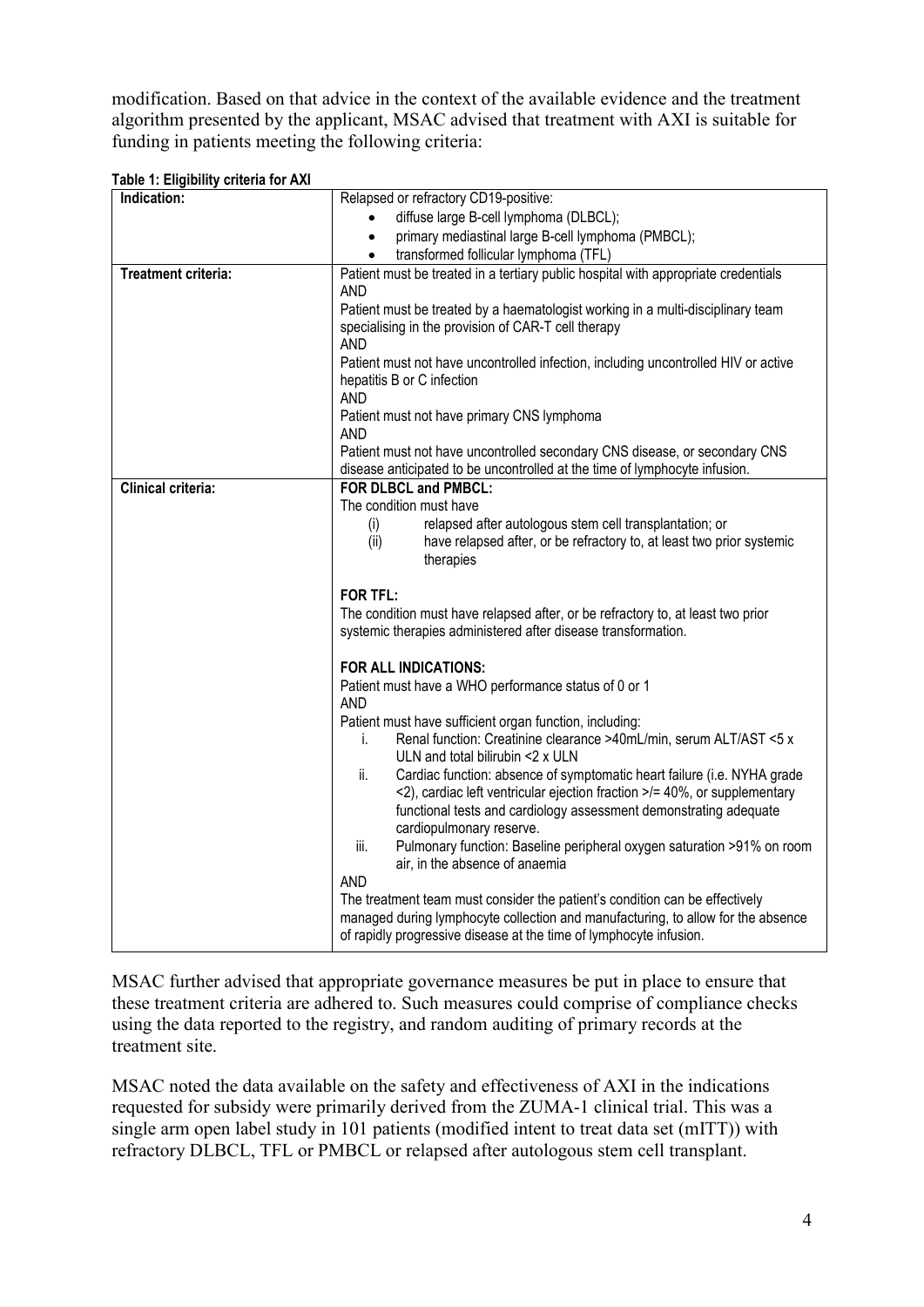modification. Based on that advice in the context of the available evidence and the treatment algorithm presented by the applicant, MSAC advised that treatment with AXI is suitable for funding in patients meeting the following criteria:

**Table 1: Eligibility criteria for AXI**

| | |
|---|---|
| **Indication:** | Relapsed or refractory CD19-positive:<br>• diffuse large B-cell lymphoma (DLBCL);<br>• primary mediastinal large B-cell lymphoma (PMBCL);<br>• transformed follicular lymphoma (TFL) |
| **Treatment criteria:** | Patient must be treated in a tertiary public hospital with appropriate credentials<br>AND<br>Patient must be treated by a haematologist working in a multi-disciplinary team specialising in the provision of CAR-T cell therapy<br>AND<br>Patient must not have uncontrolled infection, including uncontrolled HIV or active hepatitis B or C infection<br>AND<br>Patient must not have primary CNS lymphoma<br>AND<br>Patient must not have uncontrolled secondary CNS disease, or secondary CNS disease anticipated to be uncontrolled at the time of lymphocyte infusion. |
| **Clinical criteria:** | **FOR DLBCL and PMBCL:**<br>The condition must have<br>(i) relapsed after autologous stem cell transplantation; or<br>(ii) have relapsed after, or be refractory to, at least two prior systemic therapies<br><br>**FOR TFL:**<br>The condition must have relapsed after, or be refractory to, at least two prior systemic therapies administered after disease transformation.<br><br>**FOR ALL INDICATIONS:**<br>Patient must have a WHO performance status of 0 or 1<br>AND<br>Patient must have sufficient organ function, including:<br>i. Renal function: Creatinine clearance >40mL/min, serum ALT/AST <5 x ULN and total bilirubin <2 x ULN<br>ii. Cardiac function: absence of symptomatic heart failure (i.e. NYHA grade <2), cardiac left ventricular ejection fraction >/= 40%, or supplementary functional tests and cardiology assessment demonstrating adequate cardiopulmonary reserve.<br>iii. Pulmonary function: Baseline peripheral oxygen saturation >91% on room air, in the absence of anaemia<br>AND<br>The treatment team must consider the patient's condition can be effectively managed during lymphocyte collection and manufacturing, to allow for the absence of rapidly progressive disease at the time of lymphocyte infusion. |

MSAC further advised that appropriate governance measures be put in place to ensure that these treatment criteria are adhered to. Such measures could comprise of compliance checks using the data reported to the registry, and random auditing of primary records at the treatment site.

MSAC noted the data available on the safety and effectiveness of AXI in the indications requested for subsidy were primarily derived from the ZUMA-1 clinical trial. This was a single arm open label study in 101 patients (modified intent to treat data set (mITT)) with refractory DLBCL, TFL or PMBCL or relapsed after autologous stem cell transplant.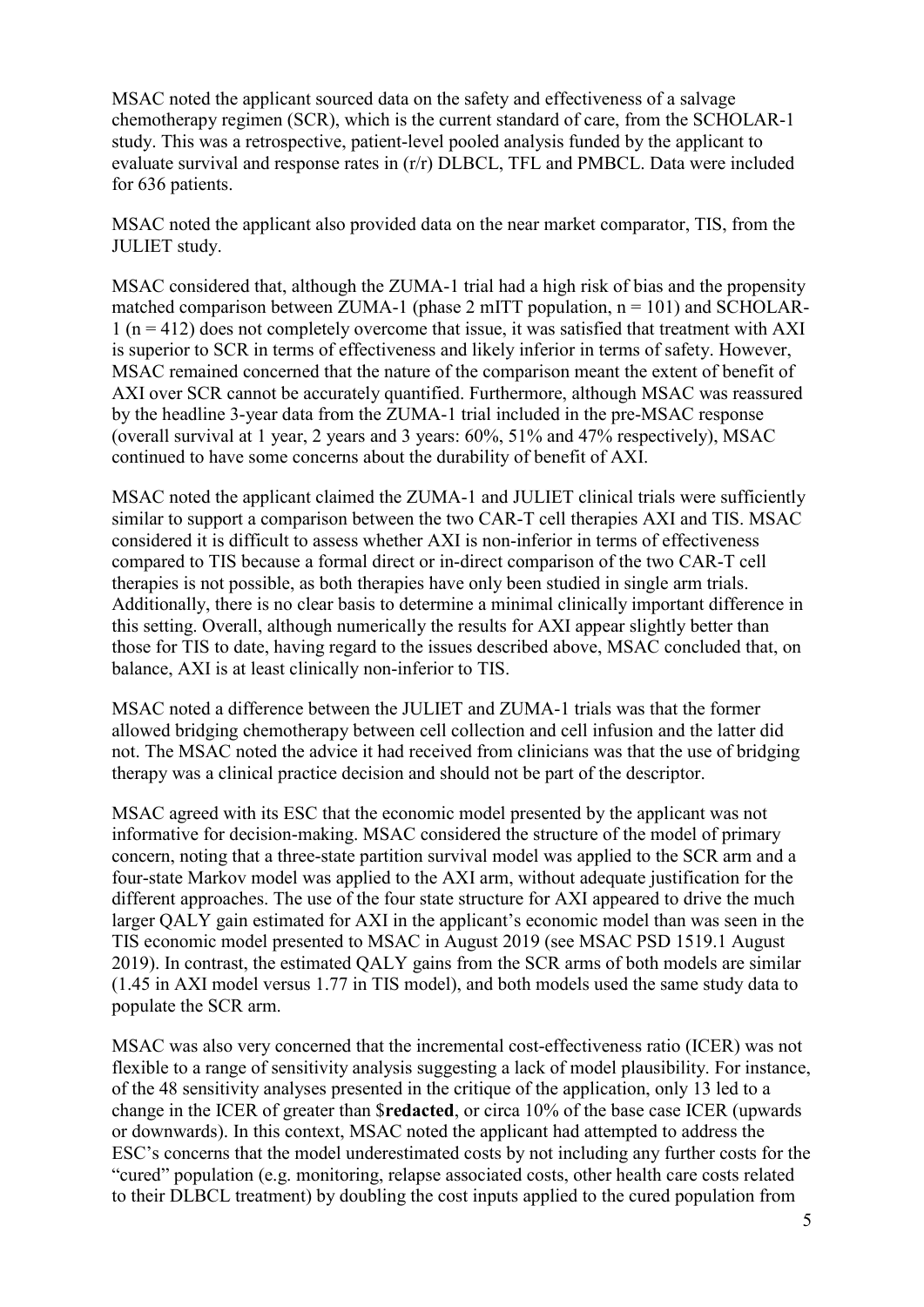MSAC noted the applicant sourced data on the safety and effectiveness of a salvage chemotherapy regimen (SCR), which is the current standard of care, from the SCHOLAR-1 study. This was a retrospective, patient-level pooled analysis funded by the applicant to evaluate survival and response rates in (r/r) DLBCL, TFL and PMBCL. Data were included for 636 patients.

MSAC noted the applicant also provided data on the near market comparator, TIS, from the JULIET study.

MSAC considered that, although the ZUMA-1 trial had a high risk of bias and the propensity matched comparison between ZUMA-1 (phase 2 mITT population, n = 101) and SCHOLAR-1 (n = 412) does not completely overcome that issue, it was satisfied that treatment with AXI is superior to SCR in terms of effectiveness and likely inferior in terms of safety. However, MSAC remained concerned that the nature of the comparison meant the extent of benefit of AXI over SCR cannot be accurately quantified. Furthermore, although MSAC was reassured by the headline 3-year data from the ZUMA-1 trial included in the pre-MSAC response (overall survival at 1 year, 2 years and 3 years: 60%, 51% and 47% respectively), MSAC continued to have some concerns about the durability of benefit of AXI.

MSAC noted the applicant claimed the ZUMA-1 and JULIET clinical trials were sufficiently similar to support a comparison between the two CAR-T cell therapies AXI and TIS. MSAC considered it is difficult to assess whether AXI is non-inferior in terms of effectiveness compared to TIS because a formal direct or in-direct comparison of the two CAR-T cell therapies is not possible, as both therapies have only been studied in single arm trials. Additionally, there is no clear basis to determine a minimal clinically important difference in this setting. Overall, although numerically the results for AXI appear slightly better than those for TIS to date, having regard to the issues described above, MSAC concluded that, on balance, AXI is at least clinically non-inferior to TIS.

MSAC noted a difference between the JULIET and ZUMA-1 trials was that the former allowed bridging chemotherapy between cell collection and cell infusion and the latter did not. The MSAC noted the advice it had received from clinicians was that the use of bridging therapy was a clinical practice decision and should not be part of the descriptor.

MSAC agreed with its ESC that the economic model presented by the applicant was not informative for decision-making. MSAC considered the structure of the model of primary concern, noting that a three-state partition survival model was applied to the SCR arm and a four-state Markov model was applied to the AXI arm, without adequate justification for the different approaches. The use of the four state structure for AXI appeared to drive the much larger QALY gain estimated for AXI in the applicant's economic model than was seen in the TIS economic model presented to MSAC in August 2019 (see MSAC PSD 1519.1 August 2019). In contrast, the estimated QALY gains from the SCR arms of both models are similar (1.45 in AXI model versus 1.77 in TIS model), and both models used the same study data to populate the SCR arm.

MSAC was also very concerned that the incremental cost-effectiveness ratio (ICER) was not flexible to a range of sensitivity analysis suggesting a lack of model plausibility. For instance, of the 48 sensitivity analyses presented in the critique of the application, only 13 led to a change in the ICER of greater than $**redacted**, or circa 10% of the base case ICER (upwards or downwards). In this context, MSAC noted the applicant had attempted to address the ESC's concerns that the model underestimated costs by not including any further costs for the "cured" population (e.g. monitoring, relapse associated costs, other health care costs related to their DLBCL treatment) by doubling the cost inputs applied to the cured population from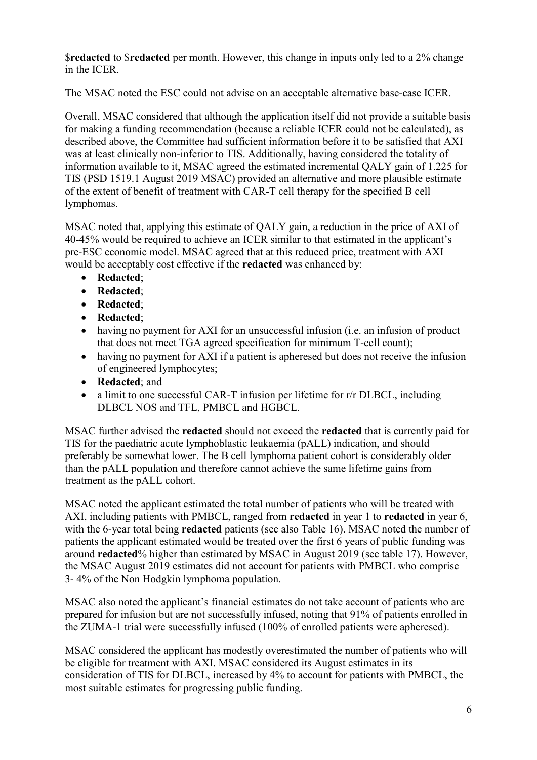$**redacted** to $**redacted** per month. However, this change in inputs only led to a 2% change in the ICER.

The MSAC noted the ESC could not advise on an acceptable alternative base-case ICER.

Overall, MSAC considered that although the application itself did not provide a suitable basis for making a funding recommendation (because a reliable ICER could not be calculated), as described above, the Committee had sufficient information before it to be satisfied that AXI was at least clinically non-inferior to TIS. Additionally, having considered the totality of information available to it, MSAC agreed the estimated incremental QALY gain of 1.225 for TIS (PSD 1519.1 August 2019 MSAC) provided an alternative and more plausible estimate of the extent of benefit of treatment with CAR-T cell therapy for the specified B cell lymphomas.

MSAC noted that, applying this estimate of QALY gain, a reduction in the price of AXI of 40-45% would be required to achieve an ICER similar to that estimated in the applicant's pre-ESC economic model. MSAC agreed that at this reduced price, treatment with AXI would be acceptably cost effective if the **redacted** was enhanced by:

- **Redacted**;
- **Redacted**;
- **Redacted**;
- **Redacted**;
- having no payment for AXI for an unsuccessful infusion (i.e. an infusion of product that does not meet TGA agreed specification for minimum T-cell count);
- having no payment for AXI if a patient is apheresed but does not receive the infusion of engineered lymphocytes;
- **Redacted**; and
- a limit to one successful CAR-T infusion per lifetime for r/r DLBCL, including DLBCL NOS and TFL, PMBCL and HGBCL.

MSAC further advised the **redacted** should not exceed the **redacted** that is currently paid for TIS for the paediatric acute lymphoblastic leukaemia (pALL) indication, and should preferably be somewhat lower. The B cell lymphoma patient cohort is considerably older than the pALL population and therefore cannot achieve the same lifetime gains from treatment as the pALL cohort.

MSAC noted the applicant estimated the total number of patients who will be treated with AXI, including patients with PMBCL, ranged from **redacted** in year 1 to **redacted** in year 6, with the 6-year total being **redacted** patients (see also Table 16). MSAC noted the number of patients the applicant estimated would be treated over the first 6 years of public funding was around **redacted**% higher than estimated by MSAC in August 2019 (see table 17). However, the MSAC August 2019 estimates did not account for patients with PMBCL who comprise 3- 4% of the Non Hodgkin lymphoma population.

MSAC also noted the applicant's financial estimates do not take account of patients who are prepared for infusion but are not successfully infused, noting that 91% of patients enrolled in the ZUMA-1 trial were successfully infused (100% of enrolled patients were apheresed).

MSAC considered the applicant has modestly overestimated the number of patients who will be eligible for treatment with AXI. MSAC considered its August estimates in its consideration of TIS for DLBCL, increased by 4% to account for patients with PMBCL, the most suitable estimates for progressing public funding.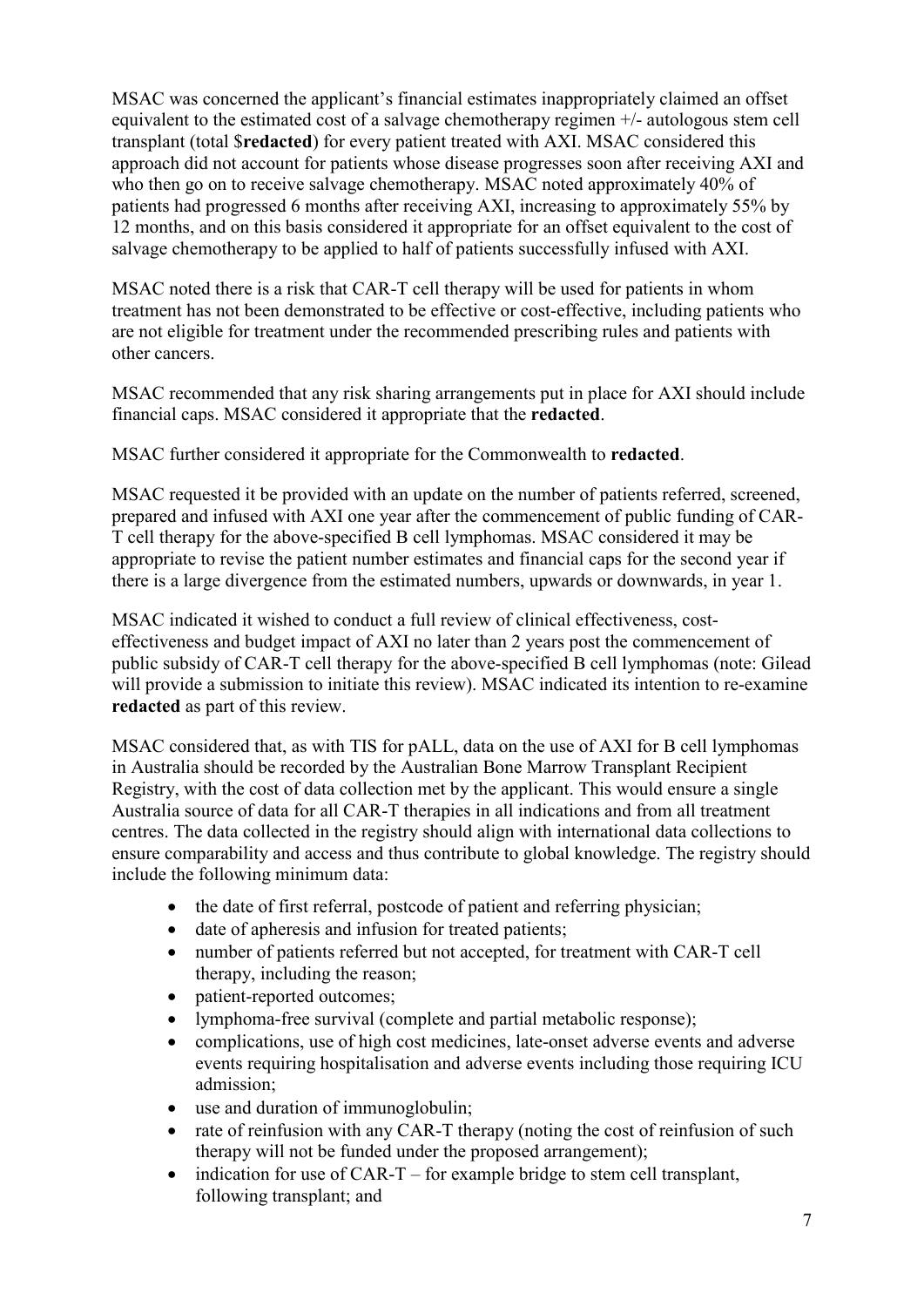MSAC was concerned the applicant's financial estimates inappropriately claimed an offset equivalent to the estimated cost of a salvage chemotherapy regimen +/- autologous stem cell transplant (total $**redacted**) for every patient treated with AXI. MSAC considered this approach did not account for patients whose disease progresses soon after receiving AXI and who then go on to receive salvage chemotherapy. MSAC noted approximately 40% of patients had progressed 6 months after receiving AXI, increasing to approximately 55% by 12 months, and on this basis considered it appropriate for an offset equivalent to the cost of salvage chemotherapy to be applied to half of patients successfully infused with AXI.

MSAC noted there is a risk that CAR-T cell therapy will be used for patients in whom treatment has not been demonstrated to be effective or cost-effective, including patients who are not eligible for treatment under the recommended prescribing rules and patients with other cancers.

MSAC recommended that any risk sharing arrangements put in place for AXI should include financial caps. MSAC considered it appropriate that the **redacted**.

MSAC further considered it appropriate for the Commonwealth to **redacted**.

MSAC requested it be provided with an update on the number of patients referred, screened, prepared and infused with AXI one year after the commencement of public funding of CAR-T cell therapy for the above-specified B cell lymphomas. MSAC considered it may be appropriate to revise the patient number estimates and financial caps for the second year if there is a large divergence from the estimated numbers, upwards or downwards, in year 1.

MSAC indicated it wished to conduct a full review of clinical effectiveness, cost-effectiveness and budget impact of AXI no later than 2 years post the commencement of public subsidy of CAR-T cell therapy for the above-specified B cell lymphomas (note: Gilead will provide a submission to initiate this review). MSAC indicated its intention to re-examine **redacted** as part of this review.

MSAC considered that, as with TIS for pALL, data on the use of AXI for B cell lymphomas in Australia should be recorded by the Australian Bone Marrow Transplant Recipient Registry, with the cost of data collection met by the applicant. This would ensure a single Australia source of data for all CAR-T therapies in all indications and from all treatment centres. The data collected in the registry should align with international data collections to ensure comparability and access and thus contribute to global knowledge. The registry should include the following minimum data:

- the date of first referral, postcode of patient and referring physician;
- date of apheresis and infusion for treated patients;
- number of patients referred but not accepted, for treatment with CAR-T cell therapy, including the reason;
- patient-reported outcomes;
- lymphoma-free survival (complete and partial metabolic response);
- complications, use of high cost medicines, late-onset adverse events and adverse events requiring hospitalisation and adverse events including those requiring ICU admission;
- use and duration of immunoglobulin;
- rate of reinfusion with any CAR-T therapy (noting the cost of reinfusion of such therapy will not be funded under the proposed arrangement);
- indication for use of CAR-T – for example bridge to stem cell transplant, following transplant; and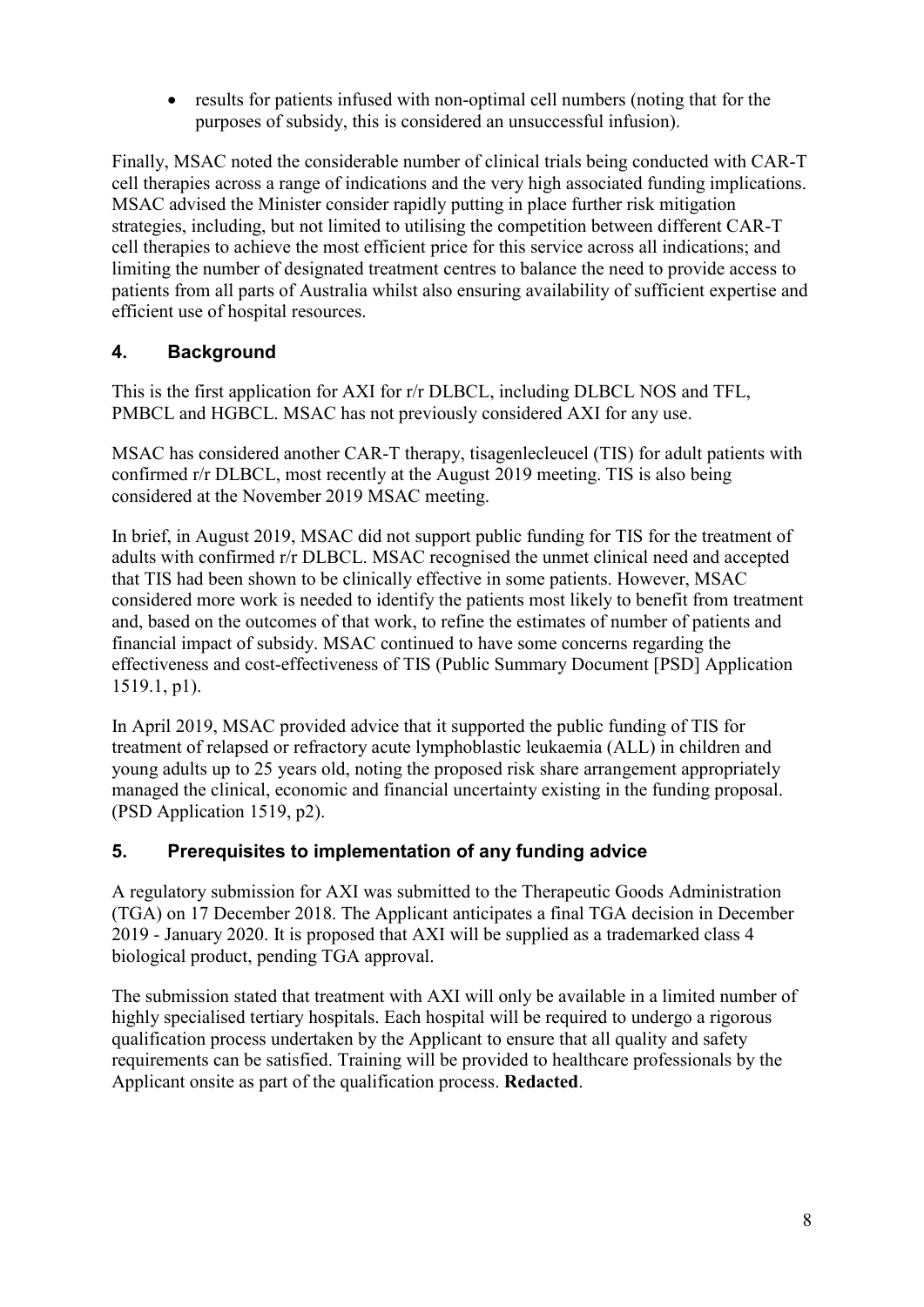- results for patients infused with non-optimal cell numbers (noting that for the purposes of subsidy, this is considered an unsuccessful infusion).

Finally, MSAC noted the considerable number of clinical trials being conducted with CAR-T cell therapies across a range of indications and the very high associated funding implications. MSAC advised the Minister consider rapidly putting in place further risk mitigation strategies, including, but not limited to utilising the competition between different CAR-T cell therapies to achieve the most efficient price for this service across all indications; and limiting the number of designated treatment centres to balance the need to provide access to patients from all parts of Australia whilst also ensuring availability of sufficient expertise and efficient use of hospital resources.

## 4. Background

This is the first application for AXI for r/r DLBCL, including DLBCL NOS and TFL, PMBCL and HGBCL. MSAC has not previously considered AXI for any use.

MSAC has considered another CAR-T therapy, tisagenlecleucel (TIS) for adult patients with confirmed r/r DLBCL, most recently at the August 2019 meeting. TIS is also being considered at the November 2019 MSAC meeting.

In brief, in August 2019, MSAC did not support public funding for TIS for the treatment of adults with confirmed r/r DLBCL. MSAC recognised the unmet clinical need and accepted that TIS had been shown to be clinically effective in some patients. However, MSAC considered more work is needed to identify the patients most likely to benefit from treatment and, based on the outcomes of that work, to refine the estimates of number of patients and financial impact of subsidy. MSAC continued to have some concerns regarding the effectiveness and cost-effectiveness of TIS (Public Summary Document [PSD] Application 1519.1, p1).

In April 2019, MSAC provided advice that it supported the public funding of TIS for treatment of relapsed or refractory acute lymphoblastic leukaemia (ALL) in children and young adults up to 25 years old, noting the proposed risk share arrangement appropriately managed the clinical, economic and financial uncertainty existing in the funding proposal. (PSD Application 1519, p2).

## 5. Prerequisites to implementation of any funding advice

A regulatory submission for AXI was submitted to the Therapeutic Goods Administration (TGA) on 17 December 2018. The Applicant anticipates a final TGA decision in December 2019 - January 2020. It is proposed that AXI will be supplied as a trademarked class 4 biological product, pending TGA approval.

The submission stated that treatment with AXI will only be available in a limited number of highly specialised tertiary hospitals. Each hospital will be required to undergo a rigorous qualification process undertaken by the Applicant to ensure that all quality and safety requirements can be satisfied. Training will be provided to healthcare professionals by the Applicant onsite as part of the qualification process. **Redacted**.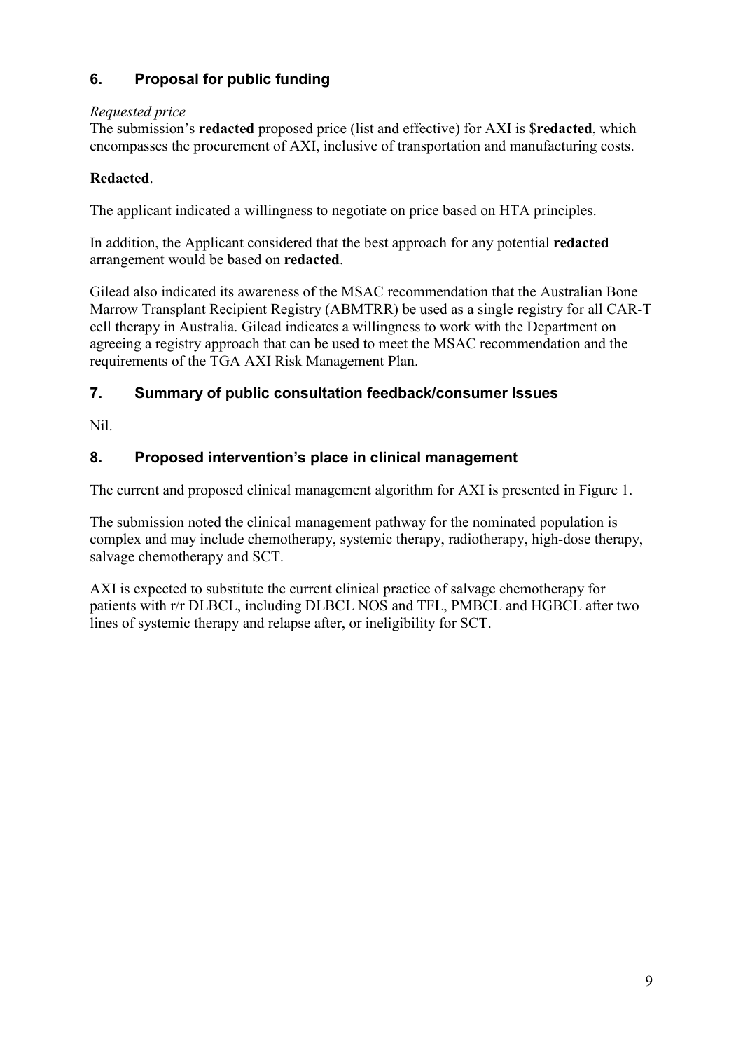## 6. Proposal for public funding

*Requested price*

The submission's **redacted** proposed price (list and effective) for AXI is $**redacted**, which encompasses the procurement of AXI, inclusive of transportation and manufacturing costs.

**Redacted**.

The applicant indicated a willingness to negotiate on price based on HTA principles.

In addition, the Applicant considered that the best approach for any potential **redacted** arrangement would be based on **redacted**.

Gilead also indicated its awareness of the MSAC recommendation that the Australian Bone Marrow Transplant Recipient Registry (ABMTRR) be used as a single registry for all CAR-T cell therapy in Australia. Gilead indicates a willingness to work with the Department on agreeing a registry approach that can be used to meet the MSAC recommendation and the requirements of the TGA AXI Risk Management Plan.

## 7. Summary of public consultation feedback/consumer Issues

Nil.

## 8. Proposed intervention's place in clinical management

The current and proposed clinical management algorithm for AXI is presented in Figure 1.

The submission noted the clinical management pathway for the nominated population is complex and may include chemotherapy, systemic therapy, radiotherapy, high-dose therapy, salvage chemotherapy and SCT.

AXI is expected to substitute the current clinical practice of salvage chemotherapy for patients with r/r DLBCL, including DLBCL NOS and TFL, PMBCL and HGBCL after two lines of systemic therapy and relapse after, or ineligibility for SCT.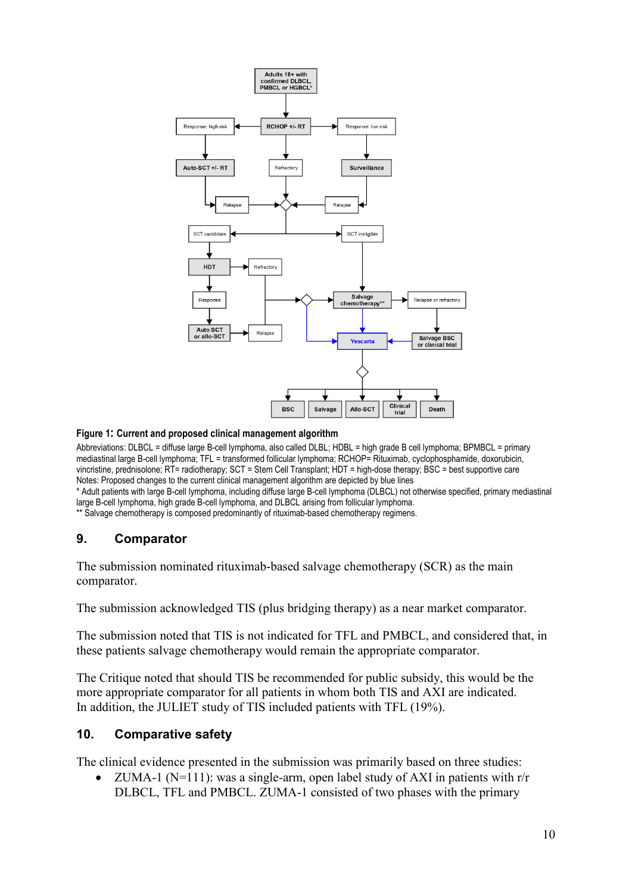**Figure 1: Current and proposed clinical management algorithm**

Abbreviations: DLBCL = diffuse large B-cell lymphoma, also called DLBL; HDBL = high grade B cell lymphoma; BPMBCL = primary mediastinal large B-cell lymphoma; TFL = transformed follicular lymphoma; RCHOP= Rituximab, cyclophosphamide, doxorubicin, vincristine, prednisolone; RT= radiotherapy; SCT = Stem Cell Transplant; HDT = high-dose therapy; BSC = best supportive care
Notes: Proposed changes to the current clinical management algorithm are depicted by blue lines
* Adult patients with large B-cell lymphoma, including diffuse large B-cell lymphoma (DLBCL) not otherwise specified, primary mediastinal large B-cell lymphoma, high grade B-cell lymphoma, and DLBCL arising from follicular lymphoma.
** Salvage chemotherapy is composed predominantly of rituximab-based chemotherapy regimens.

## 9. Comparator

The submission nominated rituximab-based salvage chemotherapy (SCR) as the main comparator.

The submission acknowledged TIS (plus bridging therapy) as a near market comparator.

The submission noted that TIS is not indicated for TFL and PMBCL, and considered that, in these patients salvage chemotherapy would remain the appropriate comparator.

The Critique noted that should TIS be recommended for public subsidy, this would be the more appropriate comparator for all patients in whom both TIS and AXI are indicated. In addition, the JULIET study of TIS included patients with TFL (19%).

## 10. Comparative safety

The clinical evidence presented in the submission was primarily based on three studies:

- ZUMA-1 (N=111): was a single-arm, open label study of AXI in patients with r/r DLBCL, TFL and PMBCL. ZUMA-1 consisted of two phases with the primary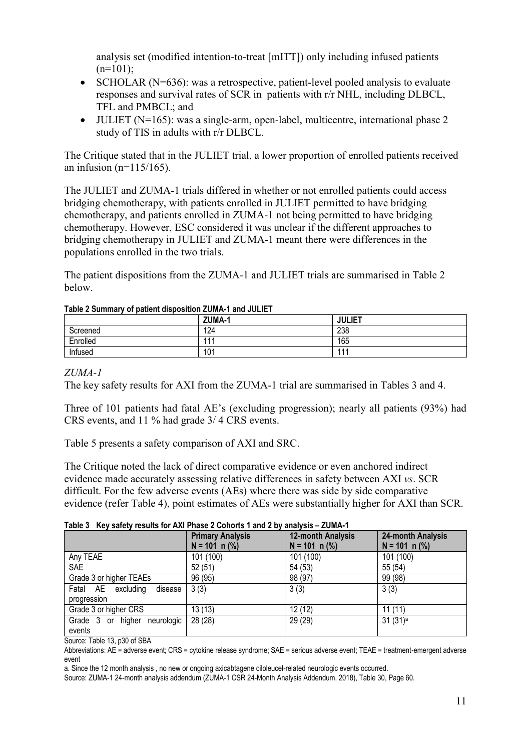analysis set (modified intention-to-treat [mITT]) only including infused patients (n=101);

- SCHOLAR (N=636): was a retrospective, patient-level pooled analysis to evaluate responses and survival rates of SCR in patients with r/r NHL, including DLBCL, TFL and PMBCL; and
- JULIET (N=165): was a single-arm, open-label, multicentre, international phase 2 study of TIS in adults with r/r DLBCL.

The Critique stated that in the JULIET trial, a lower proportion of enrolled patients received an infusion (n=115/165).

The JULIET and ZUMA-1 trials differed in whether or not enrolled patients could access bridging chemotherapy, with patients enrolled in JULIET permitted to have bridging chemotherapy, and patients enrolled in ZUMA-1 not being permitted to have bridging chemotherapy. However, ESC considered it was unclear if the different approaches to bridging chemotherapy in JULIET and ZUMA-1 meant there were differences in the populations enrolled in the two trials.

The patient dispositions from the ZUMA-1 and JULIET trials are summarised in Table 2 below.

**Table 2 Summary of patient disposition ZUMA-1 and JULIET**

| | ZUMA-1 | JULIET |
|---|---|---|
| Screened | 124 | 238 |
| Enrolled | 111 | 165 |
| Infused | 101 | 111 |

*ZUMA-1*

The key safety results for AXI from the ZUMA-1 trial are summarised in Tables 3 and 4.

Three of 101 patients had fatal AE's (excluding progression); nearly all patients (93%) had CRS events, and 11 % had grade 3/ 4 CRS events.

Table 5 presents a safety comparison of AXI and SRC.

The Critique noted the lack of direct comparative evidence or even anchored indirect evidence made accurately assessing relative differences in safety between AXI *vs*. SCR difficult. For the few adverse events (AEs) where there was side by side comparative evidence (refer Table 4), point estimates of AEs were substantially higher for AXI than SCR.

**Table 3 Key safety results for AXI Phase 2 Cohorts 1 and 2 by analysis – ZUMA-1**

| | Primary Analysis N = 101 n (%) | 12-month Analysis N = 101 n (%) | 24-month Analysis N = 101 n (%) |
|---|---|---|---|
| Any TEAE | 101 (100) | 101 (100) | 101 (100) |
| SAE | 52 (51) | 54 (53) | 55 (54) |
| Grade 3 or higher TEAEs | 96 (95) | 98 (97) | 99 (98) |
| Fatal AE excluding disease progression | 3 (3) | 3 (3) | 3 (3) |
| Grade 3 or higher CRS | 13 (13) | 12 (12) | 11 (11) |
| Grade 3 or higher neurologic events | 28 (28) | 29 (29) | 31 (31)[a] |

Source: Table 13, p30 of SBA

Abbreviations: AE = adverse event; CRS = cytokine release syndrome; SAE = serious adverse event; TEAE = treatment-emergent adverse event

a. Since the 12 month analysis , no new or ongoing axicabtagene ciloleucel-related neurologic events occurred.

Source: ZUMA-1 24-month analysis addendum (ZUMA-1 CSR 24-Month Analysis Addendum, 2018), Table 30, Page 60.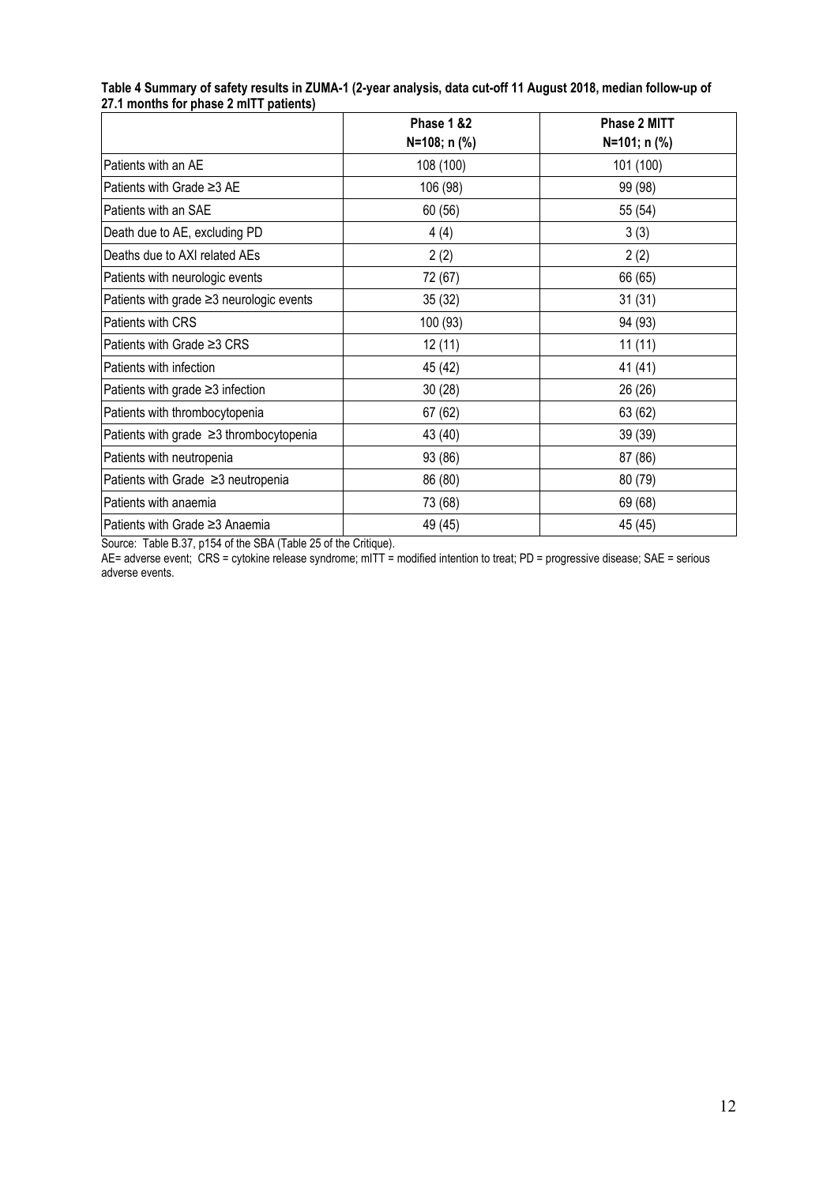**Table 4 Summary of safety results in ZUMA-1 (2-year analysis, data cut-off 11 August 2018, median follow-up of 27.1 months for phase 2 mITT patients)**

| | Phase 1 &2 N=108; n (%) | Phase 2 MITT N=101; n (%) |
|---|---|---|
| Patients with an AE | 108 (100) | 101 (100) |
| Patients with Grade ≥3 AE | 106 (98) | 99 (98) |
| Patients with an SAE | 60 (56) | 55 (54) |
| Death due to AE, excluding PD | 4 (4) | 3 (3) |
| Deaths due to AXI related AEs | 2 (2) | 2 (2) |
| Patients with neurologic events | 72 (67) | 66 (65) |
| Patients with grade ≥3 neurologic events | 35 (32) | 31 (31) |
| Patients with CRS | 100 (93) | 94 (93) |
| Patients with Grade ≥3 CRS | 12 (11) | 11 (11) |
| Patients with infection | 45 (42) | 41 (41) |
| Patients with grade ≥3 infection | 30 (28) | 26 (26) |
| Patients with thrombocytopenia | 67 (62) | 63 (62) |
| Patients with grade ≥3 thrombocytopenia | 43 (40) | 39 (39) |
| Patients with neutropenia | 93 (86) | 87 (86) |
| Patients with Grade ≥3 neutropenia | 86 (80) | 80 (79) |
| Patients with anaemia | 73 (68) | 69 (68) |
| Patients with Grade ≥3 Anaemia | 49 (45) | 45 (45) |

Source: Table B.37, p154 of the SBA (Table 25 of the Critique).

AE= adverse event; CRS = cytokine release syndrome; mITT = modified intention to treat; PD = progressive disease; SAE = serious adverse events.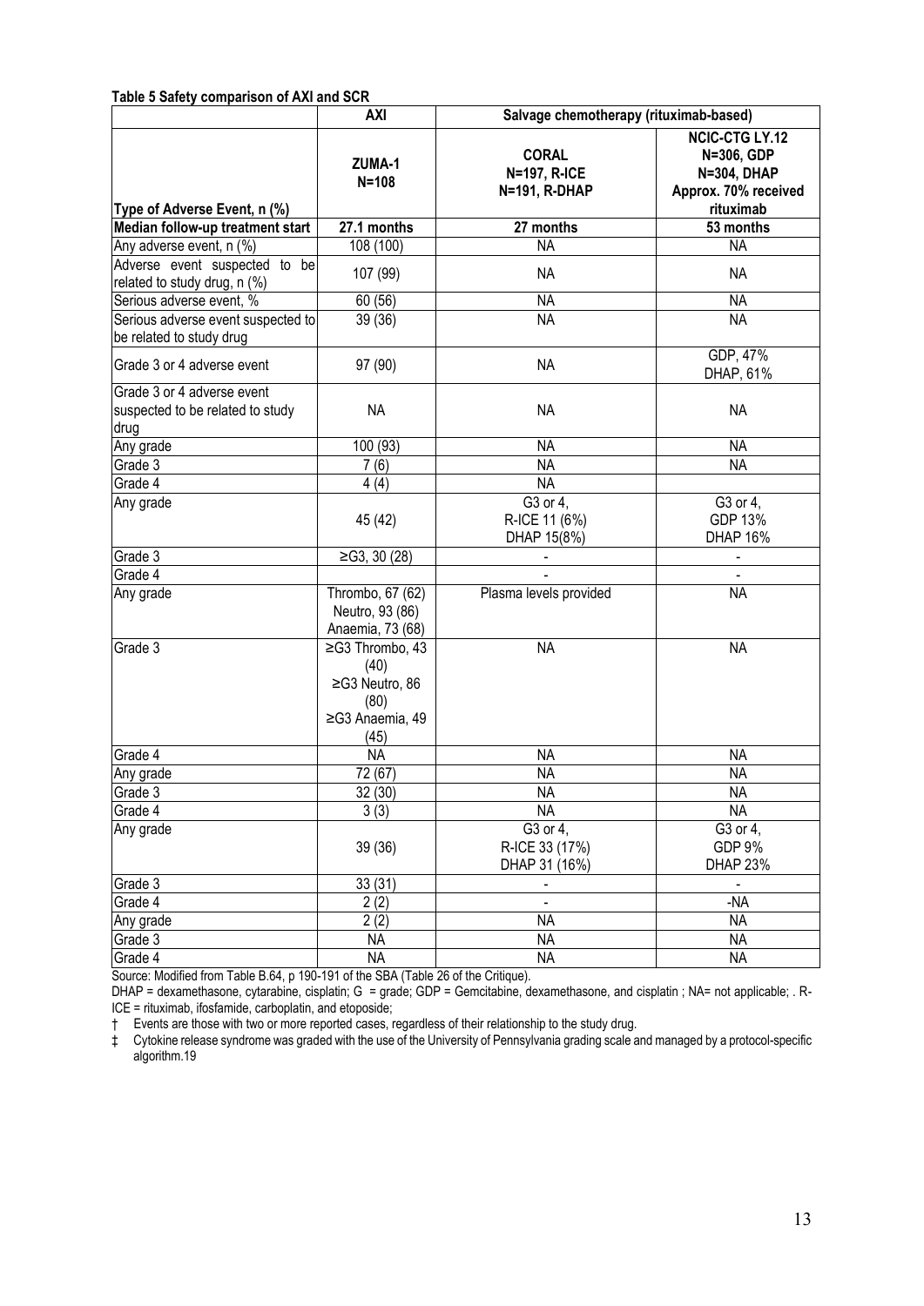**Table 5 Safety comparison of AXI and SCR**

| | AXI | Salvage chemotherapy (rituximab-based) | |
|---|---|---|---|
| **Type of Adverse Event, n (%)** | **ZUMA-1 N=108** | **CORAL N=197, R-ICE N=191, R-DHAP** | **NCIC-CTG LY.12 N=306, GDP N=304, DHAP Approx. 70% received rituximab** |
| **Median follow-up treatment start** | **27.1 months** | **27 months** | **53 months** |
| Any adverse event, n (%) | 108 (100) | NA | NA |
| Adverse event suspected to be related to study drug, n (%) | 107 (99) | NA | NA |
| Serious adverse event, % | 60 (56) | NA | NA |
| Serious adverse event suspected to be related to study drug | 39 (36) | NA | NA |
| Grade 3 or 4 adverse event | 97 (90) | NA | GDP, 47% DHAP, 61% |
| Grade 3 or 4 adverse event suspected to be related to study drug | NA | NA | NA |
| Any grade | 100 (93) | NA | NA |
| Grade 3 | 7 (6) | NA | NA |
| Grade 4 | 4 (4) | NA | |
| Any grade | 45 (42) | G3 or 4, R-ICE 11 (6%) DHAP 15(8%) | G3 or 4, GDP 13% DHAP 16% |
| Grade 3 | ≥G3, 30 (28) | - | - |
| Grade 4 | | - | - |
| Any grade | Thrombo, 67 (62) Neutro, 93 (86) Anaemia, 73 (68) | Plasma levels provided | NA |
| Grade 3 | ≥G3 Thrombo, 43 (40) ≥G3 Neutro, 86 (80) ≥G3 Anaemia, 49 (45) | NA | NA |
| Grade 4 | NA | NA | NA |
| Any grade | 72 (67) | NA | NA |
| Grade 3 | 32 (30) | NA | NA |
| Grade 4 | 3 (3) | NA | NA |
| Any grade | 39 (36) | G3 or 4, R-ICE 33 (17%) DHAP 31 (16%) | G3 or 4, GDP 9% DHAP 23% |
| Grade 3 | 33 (31) | - | - |
| Grade 4 | 2 (2) | - | -NA |
| Any grade | 2 (2) | NA | NA |
| Grade 3 | NA | NA | NA |
| Grade 4 | NA | NA | NA |

Source: Modified from Table B.64, p 190-191 of the SBA (Table 26 of the Critique).

DHAP = dexamethasone, cytarabine, cisplatin; G = grade; GDP = Gemcitabine, dexamethasone, and cisplatin ; NA= not applicable; . R-ICE = rituximab, ifosfamide, carboplatin, and etoposide;

† Events are those with two or more reported cases, regardless of their relationship to the study drug.

‡ Cytokine release syndrome was graded with the use of the University of Pennsylvania grading scale and managed by a protocol-specific algorithm.19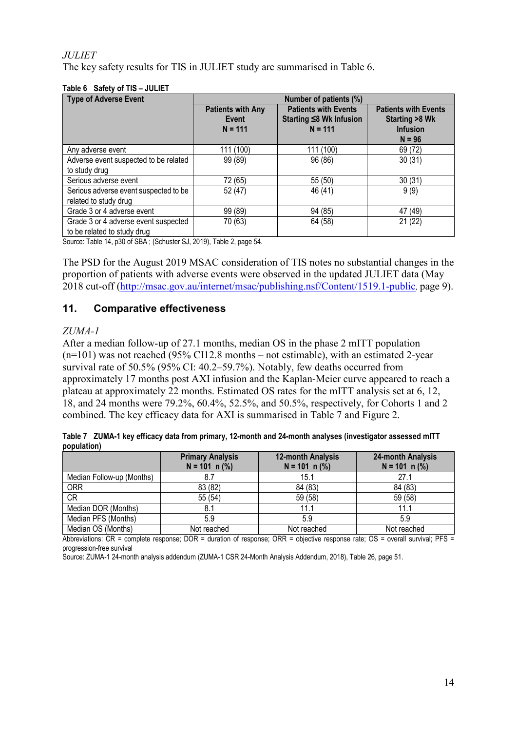*JULIET*

The key safety results for TIS in JULIET study are summarised in Table 6.

**Table 6 Safety of TIS – JULIET**

| Type of Adverse Event | Number of patients (%) | | |
|---|---|---|---|
| | Patients with Any Event N = 111 | Patients with Events Starting ≤8 Wk Infusion N = 111 | Patients with Events Starting >8 Wk Infusion N = 96 |
| Any adverse event | 111 (100) | 111 (100) | 69 (72) |
| Adverse event suspected to be related to study drug | 99 (89) | 96 (86) | 30 (31) |
| Serious adverse event | 72 (65) | 55 (50) | 30 (31) |
| Serious adverse event suspected to be related to study drug | 52 (47) | 46 (41) | 9 (9) |
| Grade 3 or 4 adverse event | 99 (89) | 94 (85) | 47 (49) |
| Grade 3 or 4 adverse event suspected to be related to study drug | 70 (63) | 64 (58) | 21 (22) |

Source: Table 14, p30 of SBA ; (Schuster SJ, 2019), Table 2, page 54.

The PSD for the August 2019 MSAC consideration of TIS notes no substantial changes in the proportion of patients with adverse events were observed in the updated JULIET data (May 2018 cut-off (http://msac.gov.au/internet/msac/publishing.nsf/Content/1519.1-public, page 9).

## 11. Comparative effectiveness

*ZUMA-1*

After a median follow-up of 27.1 months, median OS in the phase 2 mITT population (n=101) was not reached (95% CI12.8 months – not estimable), with an estimated 2-year survival rate of 50.5% (95% CI: 40.2–59.7%). Notably, few deaths occurred from approximately 17 months post AXI infusion and the Kaplan-Meier curve appeared to reach a plateau at approximately 22 months. Estimated OS rates for the mITT analysis set at 6, 12, 18, and 24 months were 79.2%, 60.4%, 52.5%, and 50.5%, respectively, for Cohorts 1 and 2 combined. The key efficacy data for AXI is summarised in Table 7 and Figure 2.

**Table 7 ZUMA-1 key efficacy data from primary, 12-month and 24-month analyses (investigator assessed mITT population)**

| | Primary Analysis N = 101 n (%) | 12-month Analysis N = 101 n (%) | 24-month Analysis N = 101 n (%) |
|---|---|---|---|
| Median Follow-up (Months) | 8.7 | 15.1 | 27.1 |
| ORR | 83 (82) | 84 (83) | 84 (83) |
| CR | 55 (54) | 59 (58) | 59 (58) |
| Median DOR (Months) | 8.1 | 11.1 | 11.1 |
| Median PFS (Months) | 5.9 | 5.9 | 5.9 |
| Median OS (Months) | Not reached | Not reached | Not reached |

Abbreviations: CR = complete response; DOR = duration of response; ORR = objective response rate; OS = overall survival; PFS = progression-free survival

Source: ZUMA-1 24-month analysis addendum (ZUMA-1 CSR 24-Month Analysis Addendum, 2018), Table 26, page 51.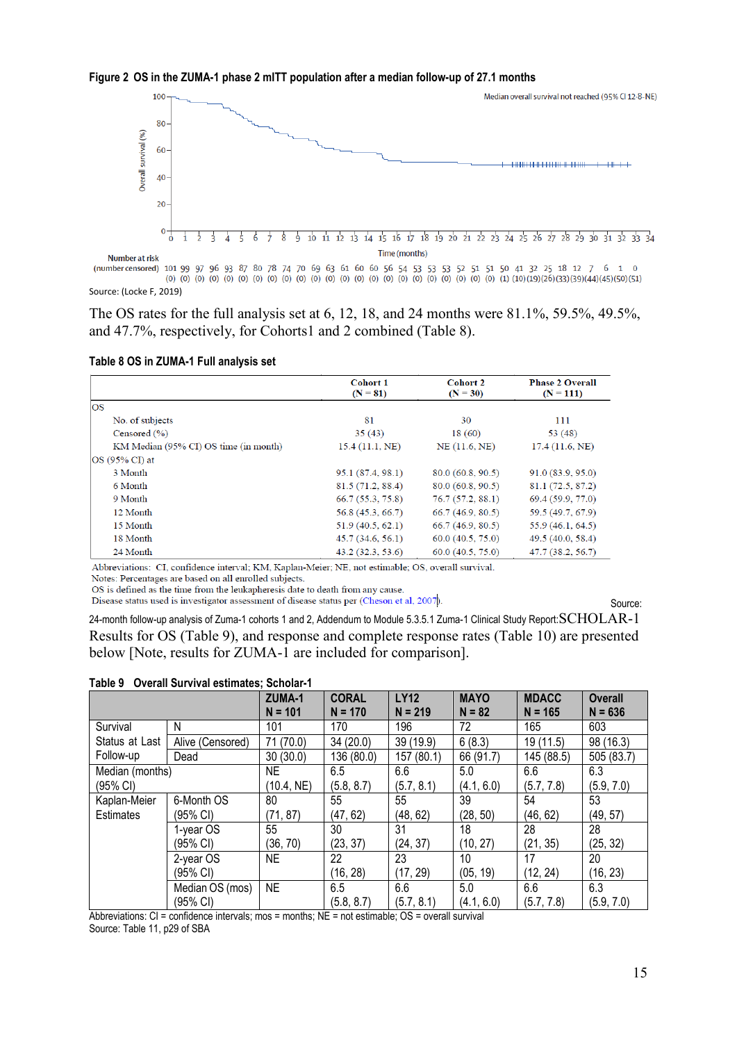**Figure 2 OS in the ZUMA-1 phase 2 mITT population after a median follow-up of 27.1 months**

Source: (Locke F, 2019)

The OS rates for the full analysis set at 6, 12, 18, and 24 months were 81.1%, 59.5%, 49.5%, and 47.7%, respectively, for Cohorts1 and 2 combined (Table 8).

**Table 8 OS in ZUMA-1 Full analysis set**

| | Cohort 1 (N = 81) | Cohort 2 (N = 30) | Phase 2 Overall (N = 111) |
|---|---|---|---|
| OS | | | |
| No. of subjects | 81 | 30 | 111 |
| Censored (%) | 35 (43) | 18 (60) | 53 (48) |
| KM Median (95% CI) OS time (in month) | 15.4 (11.1, NE) | NE (11.6, NE) | 17.4 (11.6, NE) |
| OS (95% CI) at | | | |
| 3 Month | 95.1 (87.4, 98.1) | 80.0 (60.8, 90.5) | 91.0 (83.9, 95.0) |
| 6 Month | 81.5 (71.2, 88.4) | 80.0 (60.8, 90.5) | 81.1 (72.5, 87.2) |
| 9 Month | 66.7 (55.3, 75.8) | 76.7 (57.2, 88.1) | 69.4 (59.9, 77.0) |
| 12 Month | 56.8 (45.3, 66.7) | 66.7 (46.9, 80.5) | 59.5 (49.7, 67.9) |
| 15 Month | 51.9 (40.5, 62.1) | 66.7 (46.9, 80.5) | 55.9 (46.1, 64.5) |
| 18 Month | 45.7 (34.6, 56.1) | 60.0 (40.5, 75.0) | 49.5 (40.0, 58.4) |
| 24 Month | 43.2 (32.3, 53.6) | 60.0 (40.5, 75.0) | 47.7 (38.2, 56.7) |

Abbreviations: CI, confidence interval; KM, Kaplan-Meier; NE, not estimable; OS, overall survival.
Notes: Percentages are based on all enrolled subjects.
OS is defined as the time from the leukapheresis date to death from any cause.
Disease status used is investigator assessment of disease status per (Cheson et al, 2007).

Source: 24-month follow-up analysis of Zuma-1 cohorts 1 and 2, Addendum to Module 5.3.5.1 Zuma-1 Clinical Study Report:

SCHOLAR-1 Results for OS (Table 9), and response and complete response rates (Table 10) are presented below [Note, results for ZUMA-1 are included for comparison].

**Table 9 Overall Survival estimates; Scholar-1**

| | | ZUMA-1 N = 101 | CORAL N = 170 | LY12 N = 219 | MAYO N = 82 | MDACC N = 165 | Overall N = 636 |
|---|---|---|---|---|---|---|---|
| Survival Status at Last Follow-up | N | 101 | 170 | 196 | 72 | 165 | 603 |
| | Alive (Censored) | 71 (70.0) | 34 (20.0) | 39 (19.9) | 6 (8.3) | 19 (11.5) | 98 (16.3) |
| | Dead | 30 (30.0) | 136 (80.0) | 157 (80.1) | 66 (91.7) | 145 (88.5) | 505 (83.7) |
| Median (months) (95% CI) | | NE (10.4, NE) | 6.5 (5.8, 8.7) | 6.6 (5.7, 8.1) | 5.0 (4.1, 6.0) | 6.6 (5.7, 7.8) | 6.3 (5.9, 7.0) |
| Kaplan-Meier Estimates | 6-Month OS (95% CI) | 80 (71, 87) | 55 (47, 62) | 55 (48, 62) | 39 (28, 50) | 54 (46, 62) | 53 (49, 57) |
| | 1-year OS (95% CI) | 55 (36, 70) | 30 (23, 37) | 31 (24, 37) | 18 (10, 27) | 28 (21, 35) | 28 (25, 32) |
| | 2-year OS (95% CI) | NE | 22 (16, 28) | 23 (17, 29) | 10 (05, 19) | 17 (12, 24) | 20 (16, 23) |
| | Median OS (mos) (95% CI) | NE | 6.5 (5.8, 8.7) | 6.6 (5.7, 8.1) | 5.0 (4.1, 6.0) | 6.6 (5.7, 7.8) | 6.3 (5.9, 7.0) |

Abbreviations: CI = confidence intervals; mos = months; NE = not estimable; OS = overall survival
Source: Table 11, p29 of SBA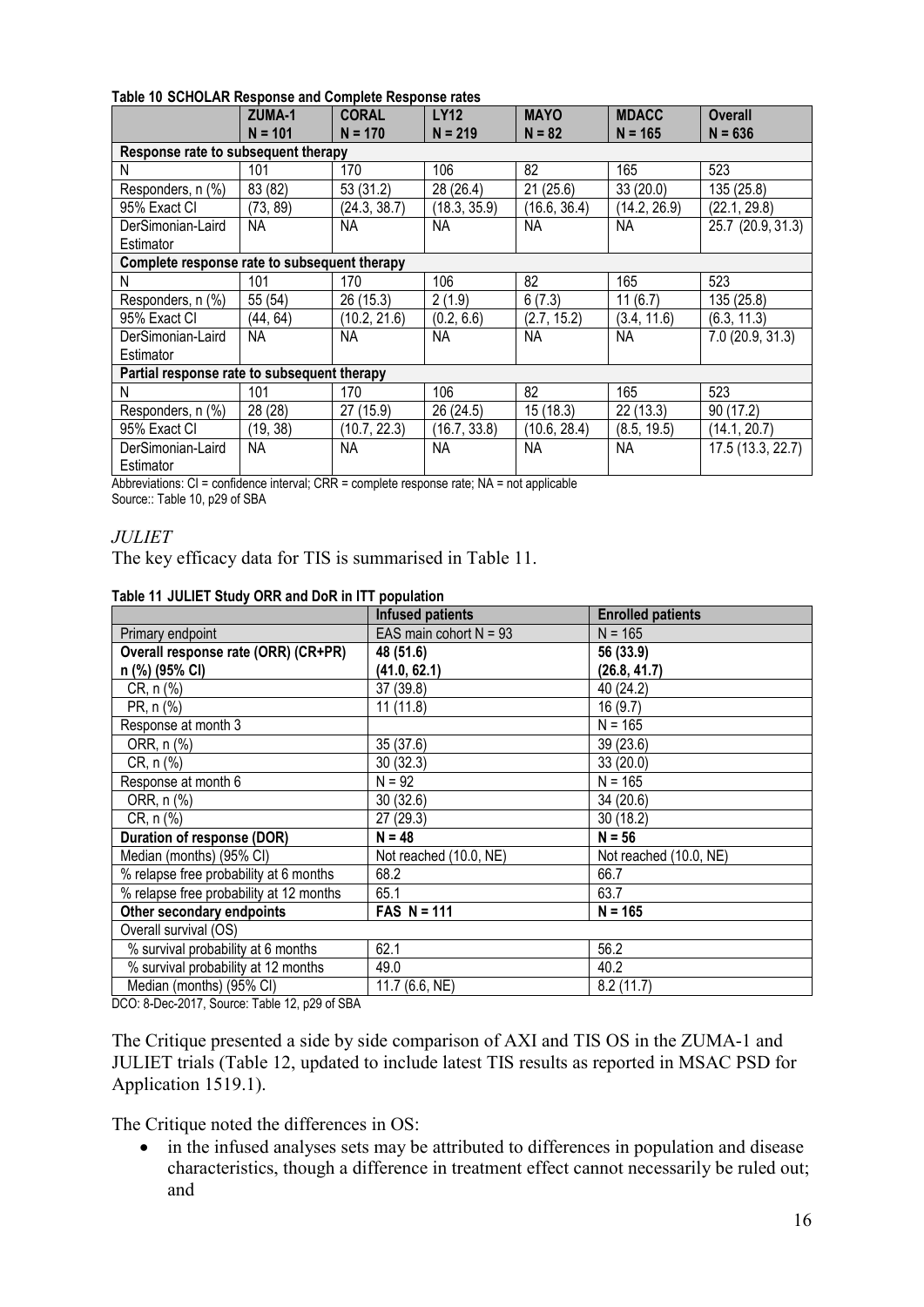**Table 10 SCHOLAR Response and Complete Response rates**

| | ZUMA-1 N = 101 | CORAL N = 170 | LY12 N = 219 | MAYO N = 82 | MDACC N = 165 | Overall N = 636 |
|---|---|---|---|---|---|---|
| **Response rate to subsequent therapy** | | | | | | |
| N | 101 | 170 | 106 | 82 | 165 | 523 |
| Responders, n (%) | 83 (82) | 53 (31.2) | 28 (26.4) | 21 (25.6) | 33 (20.0) | 135 (25.8) |
| 95% Exact CI | (73, 89) | (24.3, 38.7) | (18.3, 35.9) | (16.6, 36.4) | (14.2, 26.9) | (22.1, 29.8) |
| DerSimonian-Laird Estimator | NA | NA | NA | NA | NA | 25.7 (20.9, 31.3) |
| **Complete response rate to subsequent therapy** | | | | | | |
| N | 101 | 170 | 106 | 82 | 165 | 523 |
| Responders, n (%) | 55 (54) | 26 (15.3) | 2 (1.9) | 6 (7.3) | 11 (6.7) | 135 (25.8) |
| 95% Exact CI | (44, 64) | (10.2, 21.6) | (0.2, 6.6) | (2.7, 15.2) | (3.4, 11.6) | (6.3, 11.3) |
| DerSimonian-Laird Estimator | NA | NA | NA | NA | NA | 7.0 (20.9, 31.3) |
| **Partial response rate to subsequent therapy** | | | | | | |
| N | 101 | 170 | 106 | 82 | 165 | 523 |
| Responders, n (%) | 28 (28) | 27 (15.9) | 26 (24.5) | 15 (18.3) | 22 (13.3) | 90 (17.2) |
| 95% Exact CI | (19, 38) | (10.7, 22.3) | (16.7, 33.8) | (10.6, 28.4) | (8.5, 19.5) | (14.1, 20.7) |
| DerSimonian-Laird Estimator | NA | NA | NA | NA | NA | 17.5 (13.3, 22.7) |

Abbreviations: CI = confidence interval; CRR = complete response rate; NA = not applicable
Source:: Table 10, p29 of SBA

*JULIET*

The key efficacy data for TIS is summarised in Table 11.

**Table 11 JULIET Study ORR and DoR in ITT population**

| | Infused patients | Enrolled patients |
|---|---|---|
| Primary endpoint | EAS main cohort N = 93 | N = 165 |
| **Overall response rate (ORR) (CR+PR) n (%) (95% CI)** | **48 (51.6) (41.0, 62.1)** | **56 (33.9) (26.8, 41.7)** |
| CR, n (%) | 37 (39.8) | 40 (24.2) |
| PR, n (%) | 11 (11.8) | 16 (9.7) |
| Response at month 3 | | N = 165 |
| ORR, n (%) | 35 (37.6) | 39 (23.6) |
| CR, n (%) | 30 (32.3) | 33 (20.0) |
| Response at month 6 | N = 92 | N = 165 |
| ORR, n (%) | 30 (32.6) | 34 (20.6) |
| CR, n (%) | 27 (29.3) | 30 (18.2) |
| **Duration of response (DOR)** | **N = 48** | **N = 56** |
| Median (months) (95% CI) | Not reached (10.0, NE) | Not reached (10.0, NE) |
| % relapse free probability at 6 months | 68.2 | 66.7 |
| % relapse free probability at 12 months | 65.1 | 63.7 |
| **Other secondary endpoints** | **FAS N = 111** | **N = 165** |
| Overall survival (OS) | | |
| % survival probability at 6 months | 62.1 | 56.2 |
| % survival probability at 12 months | 49.0 | 40.2 |
| Median (months) (95% CI) | 11.7 (6.6, NE) | 8.2 (11.7) |

DCO: 8-Dec-2017, Source: Table 12, p29 of SBA

The Critique presented a side by side comparison of AXI and TIS OS in the ZUMA-1 and JULIET trials (Table 12, updated to include latest TIS results as reported in MSAC PSD for Application 1519.1).

The Critique noted the differences in OS:

- in the infused analyses sets may be attributed to differences in population and disease characteristics, though a difference in treatment effect cannot necessarily be ruled out; and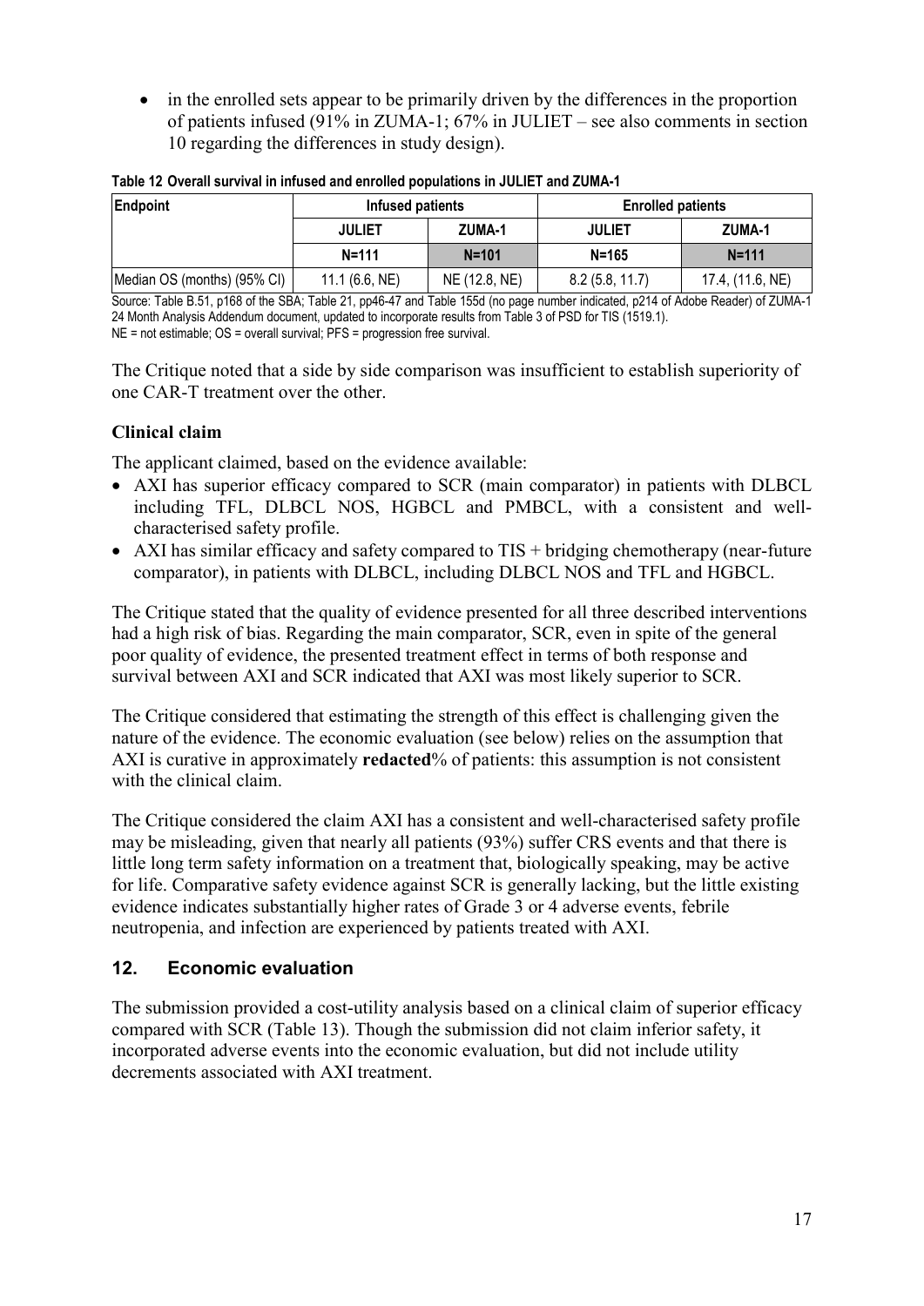- in the enrolled sets appear to be primarily driven by the differences in the proportion of patients infused (91% in ZUMA-1; 67% in JULIET – see also comments in section 10 regarding the differences in study design).

**Table 12 Overall survival in infused and enrolled populations in JULIET and ZUMA-1**

| Endpoint | Infused patients | | Enrolled patients | |
|---|---|---|---|---|
| | JULIET | ZUMA-1 | JULIET | ZUMA-1 |
| | N=111 | N=101 | N=165 | N=111 |
| Median OS (months) (95% CI) | 11.1 (6.6, NE) | NE (12.8, NE) | 8.2 (5.8, 11.7) | 17.4, (11.6, NE) |

Source: Table B.51, p168 of the SBA; Table 21, pp46-47 and Table 155d (no page number indicated, p214 of Adobe Reader) of ZUMA-1 24 Month Analysis Addendum document, updated to incorporate results from Table 3 of PSD for TIS (1519.1).
NE = not estimable; OS = overall survival; PFS = progression free survival.

The Critique noted that a side by side comparison was insufficient to establish superiority of one CAR-T treatment over the other.

### Clinical claim

The applicant claimed, based on the evidence available:

- AXI has superior efficacy compared to SCR (main comparator) in patients with DLBCL including TFL, DLBCL NOS, HGBCL and PMBCL, with a consistent and well-characterised safety profile.
- AXI has similar efficacy and safety compared to TIS + bridging chemotherapy (near-future comparator), in patients with DLBCL, including DLBCL NOS and TFL and HGBCL.

The Critique stated that the quality of evidence presented for all three described interventions had a high risk of bias. Regarding the main comparator, SCR, even in spite of the general poor quality of evidence, the presented treatment effect in terms of both response and survival between AXI and SCR indicated that AXI was most likely superior to SCR.

The Critique considered that estimating the strength of this effect is challenging given the nature of the evidence. The economic evaluation (see below) relies on the assumption that AXI is curative in approximately **redacted**% of patients: this assumption is not consistent with the clinical claim.

The Critique considered the claim AXI has a consistent and well-characterised safety profile may be misleading, given that nearly all patients (93%) suffer CRS events and that there is little long term safety information on a treatment that, biologically speaking, may be active for life. Comparative safety evidence against SCR is generally lacking, but the little existing evidence indicates substantially higher rates of Grade 3 or 4 adverse events, febrile neutropenia, and infection are experienced by patients treated with AXI.

## 12. Economic evaluation

The submission provided a cost-utility analysis based on a clinical claim of superior efficacy compared with SCR (Table 13). Though the submission did not claim inferior safety, it incorporated adverse events into the economic evaluation, but did not include utility decrements associated with AXI treatment.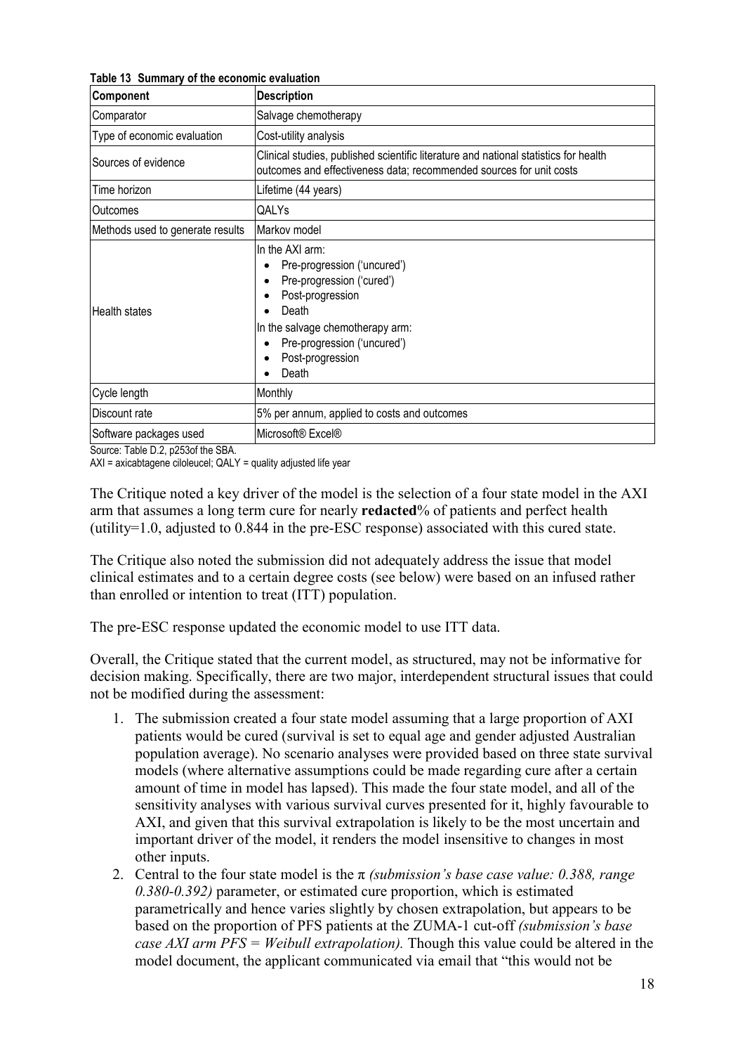**Table 13 Summary of the economic evaluation**

| Component | Description |
|---|---|
| Comparator | Salvage chemotherapy |
| Type of economic evaluation | Cost-utility analysis |
| Sources of evidence | Clinical studies, published scientific literature and national statistics for health outcomes and effectiveness data; recommended sources for unit costs |
| Time horizon | Lifetime (44 years) |
| Outcomes | QALYs |
| Methods used to generate results | Markov model |
| Health states | In the AXI arm: <br>• Pre-progression ('uncured') <br>• Pre-progression ('cured') <br>• Post-progression <br>• Death <br>In the salvage chemotherapy arm: <br>• Pre-progression ('uncured') <br>• Post-progression <br>• Death |
| Cycle length | Monthly |
| Discount rate | 5% per annum, applied to costs and outcomes |
| Software packages used | Microsoft® Excel® |

Source: Table D.2, p253of the SBA.
AXI = axicabtagene ciloleucel; QALY = quality adjusted life year

The Critique noted a key driver of the model is the selection of a four state model in the AXI arm that assumes a long term cure for nearly **redacted**% of patients and perfect health (utility=1.0, adjusted to 0.844 in the pre-ESC response) associated with this cured state.

The Critique also noted the submission did not adequately address the issue that model clinical estimates and to a certain degree costs (see below) were based on an infused rather than enrolled or intention to treat (ITT) population.

The pre-ESC response updated the economic model to use ITT data.

Overall, the Critique stated that the current model, as structured, may not be informative for decision making. Specifically, there are two major, interdependent structural issues that could not be modified during the assessment:

1. The submission created a four state model assuming that a large proportion of AXI patients would be cured (survival is set to equal age and gender adjusted Australian population average). No scenario analyses were provided based on three state survival models (where alternative assumptions could be made regarding cure after a certain amount of time in model has lapsed). This made the four state model, and all of the sensitivity analyses with various survival curves presented for it, highly favourable to AXI, and given that this survival extrapolation is likely to be the most uncertain and important driver of the model, it renders the model insensitive to changes in most other inputs.
2. Central to the four state model is the $\pi$ *(submission's base case value: 0.388, range 0.380-0.392)* parameter, or estimated cure proportion, which is estimated parametrically and hence varies slightly by chosen extrapolation, but appears to be based on the proportion of PFS patients at the ZUMA-1 cut-off *(submission's base case AXI arm PFS = Weibull extrapolation).* Though this value could be altered in the model document, the applicant communicated via email that "this would not be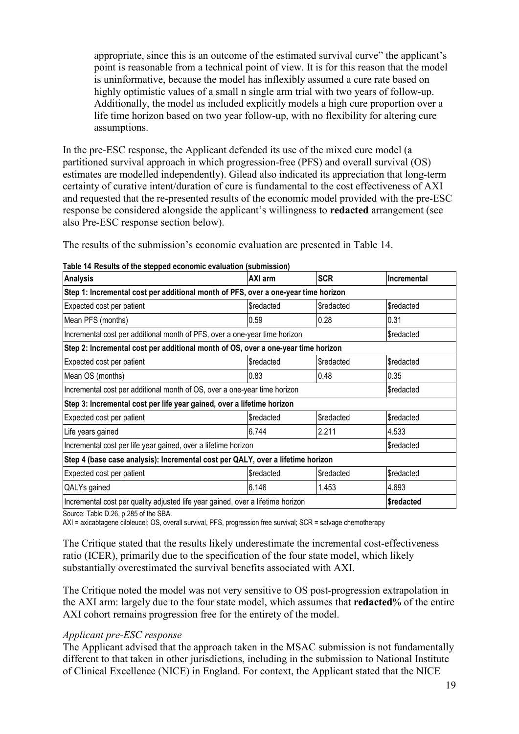appropriate, since this is an outcome of the estimated survival curve" the applicant's point is reasonable from a technical point of view. It is for this reason that the model is uninformative, because the model has inflexibly assumed a cure rate based on highly optimistic values of a small n single arm trial with two years of follow-up. Additionally, the model as included explicitly models a high cure proportion over a life time horizon based on two year follow-up, with no flexibility for altering cure assumptions.

In the pre-ESC response, the Applicant defended its use of the mixed cure model (a partitioned survival approach in which progression-free (PFS) and overall survival (OS) estimates are modelled independently). Gilead also indicated its appreciation that long-term certainty of curative intent/duration of cure is fundamental to the cost effectiveness of AXI and requested that the re-presented results of the economic model provided with the pre-ESC response be considered alongside the applicant's willingness to **redacted** arrangement (see also Pre-ESC response section below).

The results of the submission's economic evaluation are presented in Table 14.

**Table 14 Results of the stepped economic evaluation (submission)**

| Analysis | AXI arm | SCR | Incremental |
|---|---|---|---|
| **Step 1: Incremental cost per additional month of PFS, over a one-year time horizon** | | | |
| Expected cost per patient | $redacted | $redacted | $redacted |
| Mean PFS (months) | 0.59 | 0.28 | 0.31 |
| Incremental cost per additional month of PFS, over a one-year time horizon | | | $redacted |
| **Step 2: Incremental cost per additional month of OS, over a one-year time horizon** | | | |
| Expected cost per patient | $redacted | $redacted | $redacted |
| Mean OS (months) | 0.83 | 0.48 | 0.35 |
| Incremental cost per additional month of OS, over a one-year time horizon | | | $redacted |
| **Step 3: Incremental cost per life year gained, over a lifetime horizon** | | | |
| Expected cost per patient | $redacted | $redacted | $redacted |
| Life years gained | 6.744 | 2.211 | 4.533 |
| Incremental cost per life year gained, over a lifetime horizon | | | $redacted |
| **Step 4 (base case analysis): Incremental cost per QALY, over a lifetime horizon** | | | |
| Expected cost per patient | $redacted | $redacted | $redacted |
| QALYs gained | 6.146 | 1.453 | 4.693 |
| Incremental cost per quality adjusted life year gained, over a lifetime horizon | | | **$redacted** |

Source: Table D.26, p 285 of the SBA.
AXI = axicabtagene ciloleucel; OS, overall survival, PFS, progression free survival; SCR = salvage chemotherapy

The Critique stated that the results likely underestimate the incremental cost-effectiveness ratio (ICER), primarily due to the specification of the four state model, which likely substantially overestimated the survival benefits associated with AXI.

The Critique noted the model was not very sensitive to OS post-progression extrapolation in the AXI arm: largely due to the four state model, which assumes that **redacted**% of the entire AXI cohort remains progression free for the entirety of the model.

*Applicant pre-ESC response*

The Applicant advised that the approach taken in the MSAC submission is not fundamentally different to that taken in other jurisdictions, including in the submission to National Institute of Clinical Excellence (NICE) in England. For context, the Applicant stated that the NICE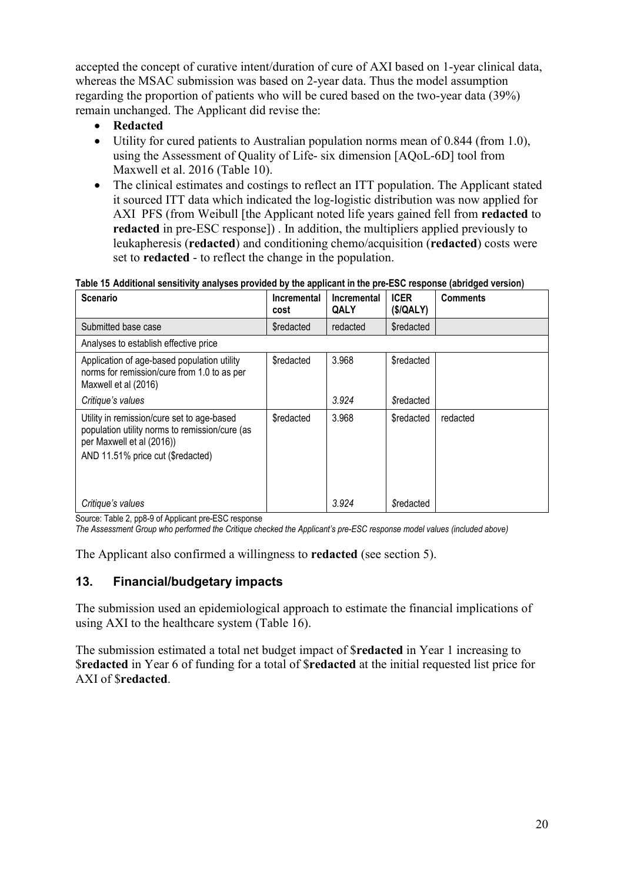accepted the concept of curative intent/duration of cure of AXI based on 1-year clinical data, whereas the MSAC submission was based on 2-year data. Thus the model assumption regarding the proportion of patients who will be cured based on the two-year data (39%) remain unchanged. The Applicant did revise the:

- **Redacted**
- Utility for cured patients to Australian population norms mean of 0.844 (from 1.0), using the Assessment of Quality of Life- six dimension [AQoL-6D] tool from Maxwell et al. 2016 (Table 10).
- The clinical estimates and costings to reflect an ITT population. The Applicant stated it sourced ITT data which indicated the log-logistic distribution was now applied for AXI PFS (from Weibull [the Applicant noted life years gained fell from **redacted** to **redacted** in pre-ESC response]) . In addition, the multipliers applied previously to leukapheresis (**redacted**) and conditioning chemo/acquisition (**redacted**) costs were set to **redacted** - to reflect the change in the population.

**Table 15 Additional sensitivity analyses provided by the applicant in the pre-ESC response (abridged version)**

| Scenario | Incremental cost | Incremental QALY | ICER ($/QALY) | Comments |
|---|---|---|---|---|
| Submitted base case | $redacted | redacted | $redacted | |
| Analyses to establish effective price | | | | |
| Application of age-based population utility norms for remission/cure from 1.0 to as per Maxwell et al (2016) | $redacted | 3.968 | $redacted | |
| *Critique's values* | | *3.924* | *$redacted* | |
| Utility in remission/cure set to age-based population utility norms to remission/cure (as per Maxwell et al (2016))<br>AND 11.51% price cut ($redacted) | $redacted | 3.968 | $redacted | redacted |
| *Critique's values* | | *3.924* | *$redacted* | |

Source: Table 2, pp8-9 of Applicant pre-ESC response

*The Assessment Group who performed the Critique checked the Applicant's pre-ESC response model values (included above)*

The Applicant also confirmed a willingness to **redacted** (see section 5).

## 13. Financial/budgetary impacts

The submission used an epidemiological approach to estimate the financial implications of using AXI to the healthcare system (Table 16).

The submission estimated a total net budget impact of $**redacted** in Year 1 increasing to $**redacted** in Year 6 of funding for a total of $**redacted** at the initial requested list price for AXI of $**redacted**.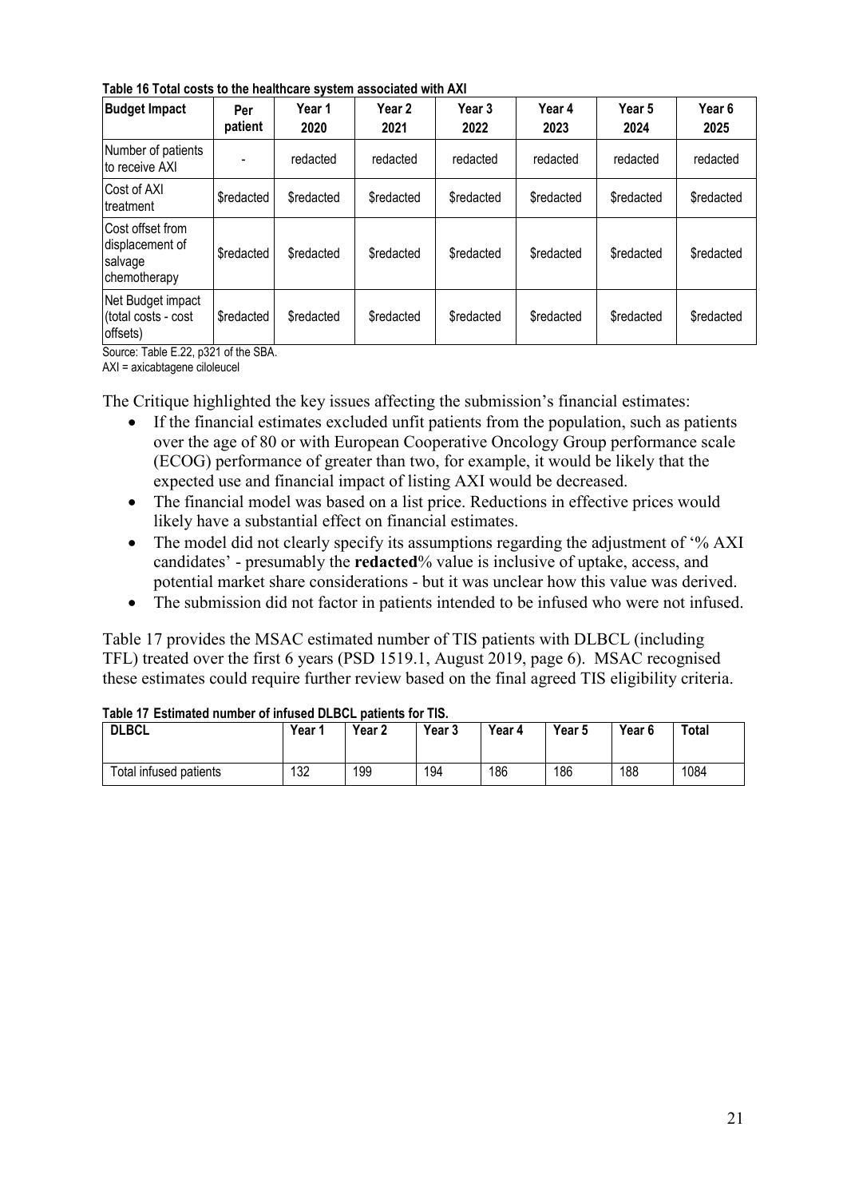**Table 16 Total costs to the healthcare system associated with AXI**

| Budget Impact | Per patient | Year 1 2020 | Year 2 2021 | Year 3 2022 | Year 4 2023 | Year 5 2024 | Year 6 2025 |
|---|---|---|---|---|---|---|---|
| Number of patients to receive AXI | - | redacted | redacted | redacted | redacted | redacted | redacted |
| Cost of AXI treatment | $redacted | $redacted | $redacted | $redacted | $redacted | $redacted | $redacted |
| Cost offset from displacement of salvage chemotherapy | $redacted | $redacted | $redacted | $redacted | $redacted | $redacted | $redacted |
| Net Budget impact (total costs - cost offsets) | $redacted | $redacted | $redacted | $redacted | $redacted | $redacted | $redacted |

Source: Table E.22, p321 of the SBA.
AXI = axicabtagene ciloleucel

The Critique highlighted the key issues affecting the submission's financial estimates:

- If the financial estimates excluded unfit patients from the population, such as patients over the age of 80 or with European Cooperative Oncology Group performance scale (ECOG) performance of greater than two, for example, it would be likely that the expected use and financial impact of listing AXI would be decreased.
- The financial model was based on a list price. Reductions in effective prices would likely have a substantial effect on financial estimates.
- The model did not clearly specify its assumptions regarding the adjustment of '% AXI candidates' - presumably the **redacted**% value is inclusive of uptake, access, and potential market share considerations - but it was unclear how this value was derived.
- The submission did not factor in patients intended to be infused who were not infused.

Table 17 provides the MSAC estimated number of TIS patients with DLBCL (including TFL) treated over the first 6 years (PSD 1519.1, August 2019, page 6). MSAC recognised these estimates could require further review based on the final agreed TIS eligibility criteria.

**Table 17 Estimated number of infused DLBCL patients for TIS.**

| DLBCL | Year 1 | Year 2 | Year 3 | Year 4 | Year 5 | Year 6 | Total |
|---|---|---|---|---|---|---|---|
| Total infused patients | 132 | 199 | 194 | 186 | 186 | 188 | 1084 |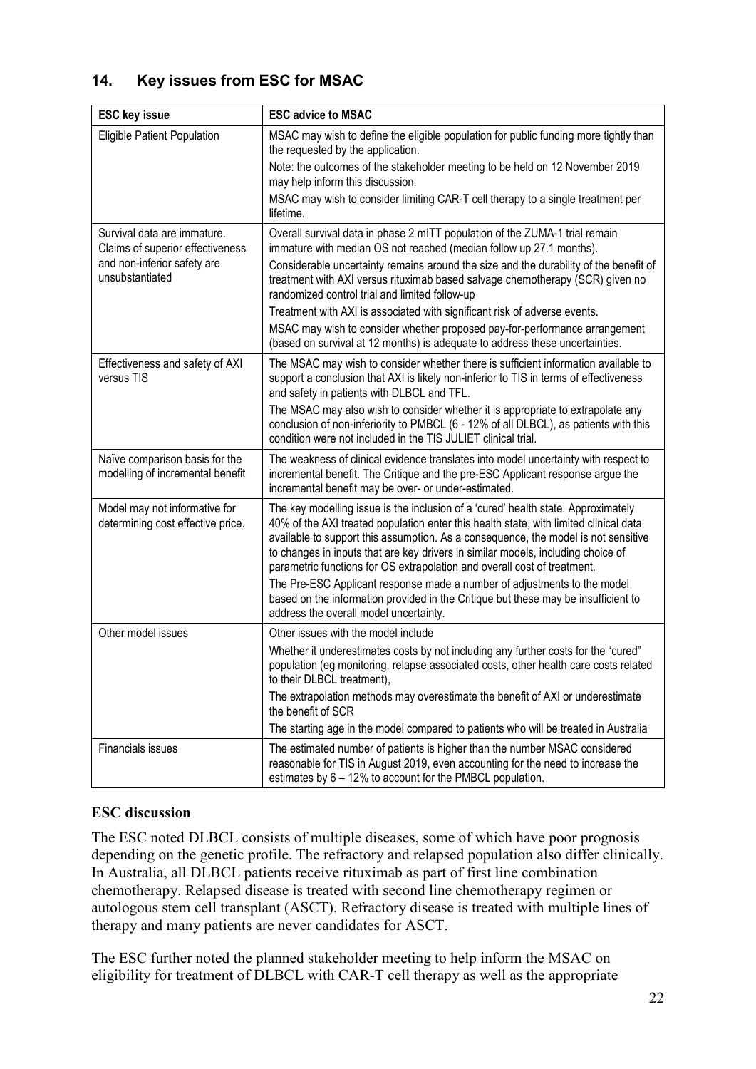## 14. Key issues from ESC for MSAC

| ESC key issue | ESC advice to MSAC |
|---|---|
| Eligible Patient Population | MSAC may wish to define the eligible population for public funding more tightly than the requested by the application.<br>Note: the outcomes of the stakeholder meeting to be held on 12 November 2019 may help inform this discussion.<br>MSAC may wish to consider limiting CAR-T cell therapy to a single treatment per lifetime. |
| Survival data are immature. Claims of superior effectiveness and non-inferior safety are unsubstantiated | Overall survival data in phase 2 mITT population of the ZUMA-1 trial remain immature with median OS not reached (median follow up 27.1 months).<br>Considerable uncertainty remains around the size and the durability of the benefit of treatment with AXI versus rituximab based salvage chemotherapy (SCR) given no randomized control trial and limited follow-up<br>Treatment with AXI is associated with significant risk of adverse events.<br>MSAC may wish to consider whether proposed pay-for-performance arrangement (based on survival at 12 months) is adequate to address these uncertainties. |
| Effectiveness and safety of AXI versus TIS | The MSAC may wish to consider whether there is sufficient information available to support a conclusion that AXI is likely non-inferior to TIS in terms of effectiveness and safety in patients with DLBCL and TFL.<br>The MSAC may also wish to consider whether it is appropriate to extrapolate any conclusion of non-inferiority to PMBCL (6 - 12% of all DLBCL), as patients with this condition were not included in the TIS JULIET clinical trial. |
| Naïve comparison basis for the modelling of incremental benefit | The weakness of clinical evidence translates into model uncertainty with respect to incremental benefit. The Critique and the pre-ESC Applicant response argue the incremental benefit may be over- or under-estimated. |
| Model may not informative for determining cost effective price. | The key modelling issue is the inclusion of a 'cured' health state. Approximately 40% of the AXI treated population enter this health state, with limited clinical data available to support this assumption. As a consequence, the model is not sensitive to changes in inputs that are key drivers in similar models, including choice of parametric functions for OS extrapolation and overall cost of treatment.<br>The Pre-ESC Applicant response made a number of adjustments to the model based on the information provided in the Critique but these may be insufficient to address the overall model uncertainty. |
| Other model issues | Other issues with the model include<br>Whether it underestimates costs by not including any further costs for the "cured" population (eg monitoring, relapse associated costs, other health care costs related to their DLBCL treatment),<br>The extrapolation methods may overestimate the benefit of AXI or underestimate the benefit of SCR<br>The starting age in the model compared to patients who will be treated in Australia |
| Financials issues | The estimated number of patients is higher than the number MSAC considered reasonable for TIS in August 2019, even accounting for the need to increase the estimates by 6 – 12% to account for the PMBCL population. |

**ESC discussion**

The ESC noted DLBCL consists of multiple diseases, some of which have poor prognosis depending on the genetic profile. The refractory and relapsed population also differ clinically. In Australia, all DLBCL patients receive rituximab as part of first line combination chemotherapy. Relapsed disease is treated with second line chemotherapy regimen or autologous stem cell transplant (ASCT). Refractory disease is treated with multiple lines of therapy and many patients are never candidates for ASCT.

The ESC further noted the planned stakeholder meeting to help inform the MSAC on eligibility for treatment of DLBCL with CAR-T cell therapy as well as the appropriate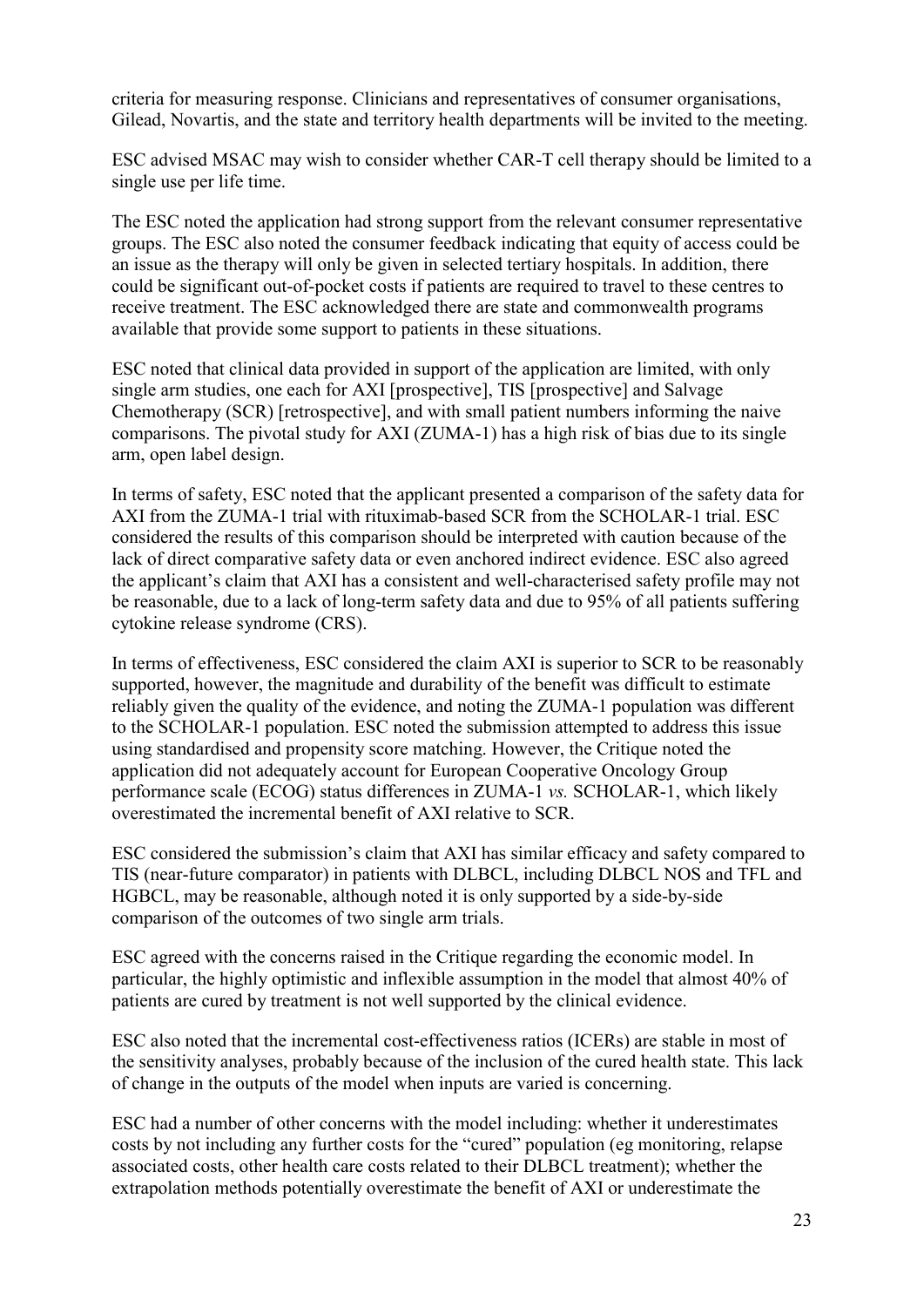criteria for measuring response. Clinicians and representatives of consumer organisations, Gilead, Novartis, and the state and territory health departments will be invited to the meeting.

ESC advised MSAC may wish to consider whether CAR-T cell therapy should be limited to a single use per life time.

The ESC noted the application had strong support from the relevant consumer representative groups. The ESC also noted the consumer feedback indicating that equity of access could be an issue as the therapy will only be given in selected tertiary hospitals. In addition, there could be significant out-of-pocket costs if patients are required to travel to these centres to receive treatment. The ESC acknowledged there are state and commonwealth programs available that provide some support to patients in these situations.

ESC noted that clinical data provided in support of the application are limited, with only single arm studies, one each for AXI [prospective], TIS [prospective] and Salvage Chemotherapy (SCR) [retrospective], and with small patient numbers informing the naive comparisons. The pivotal study for AXI (ZUMA-1) has a high risk of bias due to its single arm, open label design.

In terms of safety, ESC noted that the applicant presented a comparison of the safety data for AXI from the ZUMA-1 trial with rituximab-based SCR from the SCHOLAR-1 trial. ESC considered the results of this comparison should be interpreted with caution because of the lack of direct comparative safety data or even anchored indirect evidence. ESC also agreed the applicant's claim that AXI has a consistent and well-characterised safety profile may not be reasonable, due to a lack of long-term safety data and due to 95% of all patients suffering cytokine release syndrome (CRS).

In terms of effectiveness, ESC considered the claim AXI is superior to SCR to be reasonably supported, however, the magnitude and durability of the benefit was difficult to estimate reliably given the quality of the evidence, and noting the ZUMA-1 population was different to the SCHOLAR-1 population. ESC noted the submission attempted to address this issue using standardised and propensity score matching. However, the Critique noted the application did not adequately account for European Cooperative Oncology Group performance scale (ECOG) status differences in ZUMA-1 *vs.* SCHOLAR-1, which likely overestimated the incremental benefit of AXI relative to SCR.

ESC considered the submission's claim that AXI has similar efficacy and safety compared to TIS (near-future comparator) in patients with DLBCL, including DLBCL NOS and TFL and HGBCL, may be reasonable, although noted it is only supported by a side-by-side comparison of the outcomes of two single arm trials.

ESC agreed with the concerns raised in the Critique regarding the economic model. In particular, the highly optimistic and inflexible assumption in the model that almost 40% of patients are cured by treatment is not well supported by the clinical evidence.

ESC also noted that the incremental cost-effectiveness ratios (ICERs) are stable in most of the sensitivity analyses, probably because of the inclusion of the cured health state. This lack of change in the outputs of the model when inputs are varied is concerning.

ESC had a number of other concerns with the model including: whether it underestimates costs by not including any further costs for the "cured" population (eg monitoring, relapse associated costs, other health care costs related to their DLBCL treatment); whether the extrapolation methods potentially overestimate the benefit of AXI or underestimate the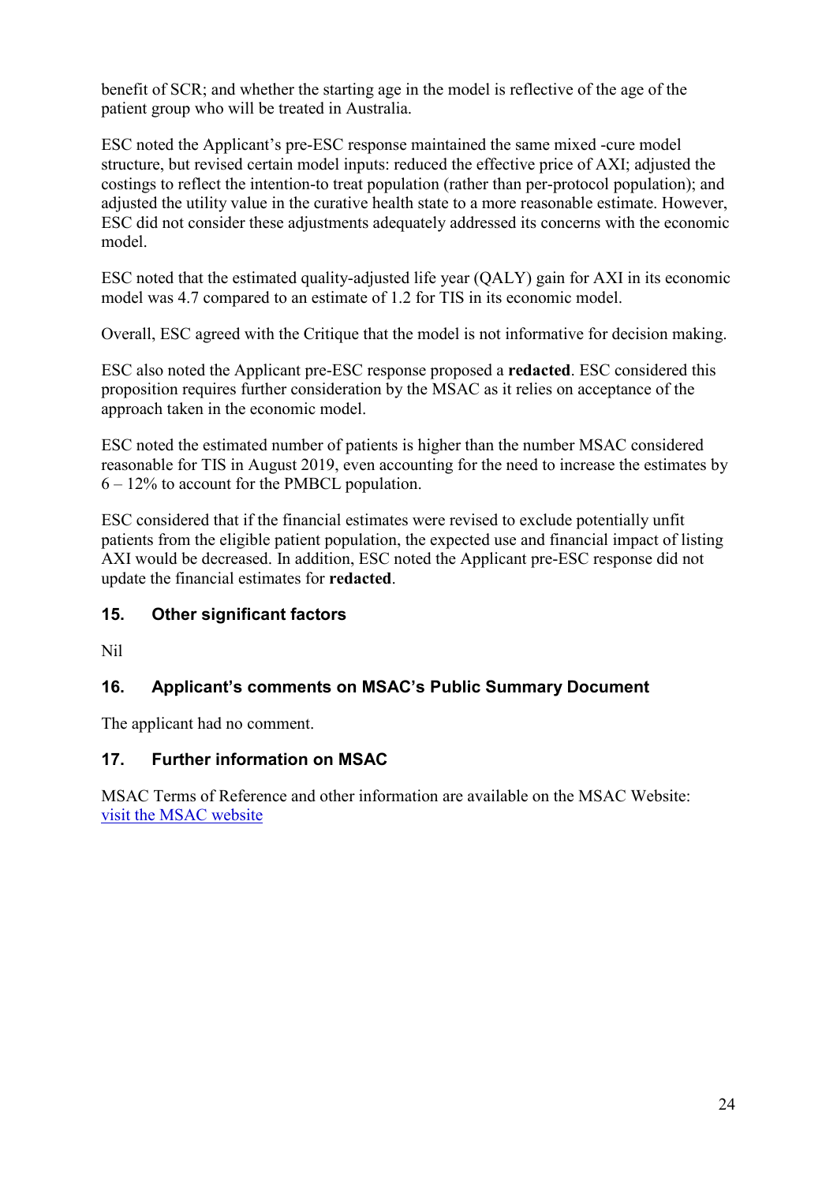benefit of SCR; and whether the starting age in the model is reflective of the age of the patient group who will be treated in Australia.

ESC noted the Applicant's pre-ESC response maintained the same mixed -cure model structure, but revised certain model inputs: reduced the effective price of AXI; adjusted the costings to reflect the intention-to treat population (rather than per-protocol population); and adjusted the utility value in the curative health state to a more reasonable estimate. However, ESC did not consider these adjustments adequately addressed its concerns with the economic model.

ESC noted that the estimated quality-adjusted life year (QALY) gain for AXI in its economic model was 4.7 compared to an estimate of 1.2 for TIS in its economic model.

Overall, ESC agreed with the Critique that the model is not informative for decision making.

ESC also noted the Applicant pre-ESC response proposed a **redacted**. ESC considered this proposition requires further consideration by the MSAC as it relies on acceptance of the approach taken in the economic model.

ESC noted the estimated number of patients is higher than the number MSAC considered reasonable for TIS in August 2019, even accounting for the need to increase the estimates by 6 – 12% to account for the PMBCL population.

ESC considered that if the financial estimates were revised to exclude potentially unfit patients from the eligible patient population, the expected use and financial impact of listing AXI would be decreased. In addition, ESC noted the Applicant pre-ESC response did not update the financial estimates for **redacted**.

## 15. Other significant factors

Nil

## 16. Applicant's comments on MSAC's Public Summary Document

The applicant had no comment.

## 17. Further information on MSAC

MSAC Terms of Reference and other information are available on the MSAC Website: [visit the MSAC website]